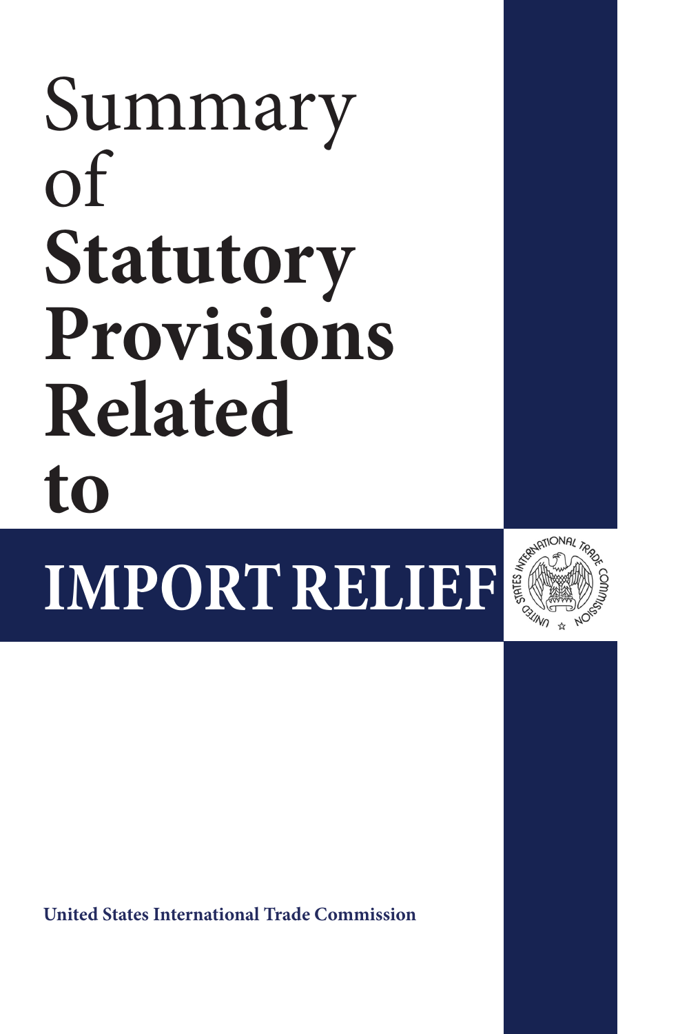# Summary of Statutory Provisions Related to

# IMPORT RELIEF

**United States International Trade Commission**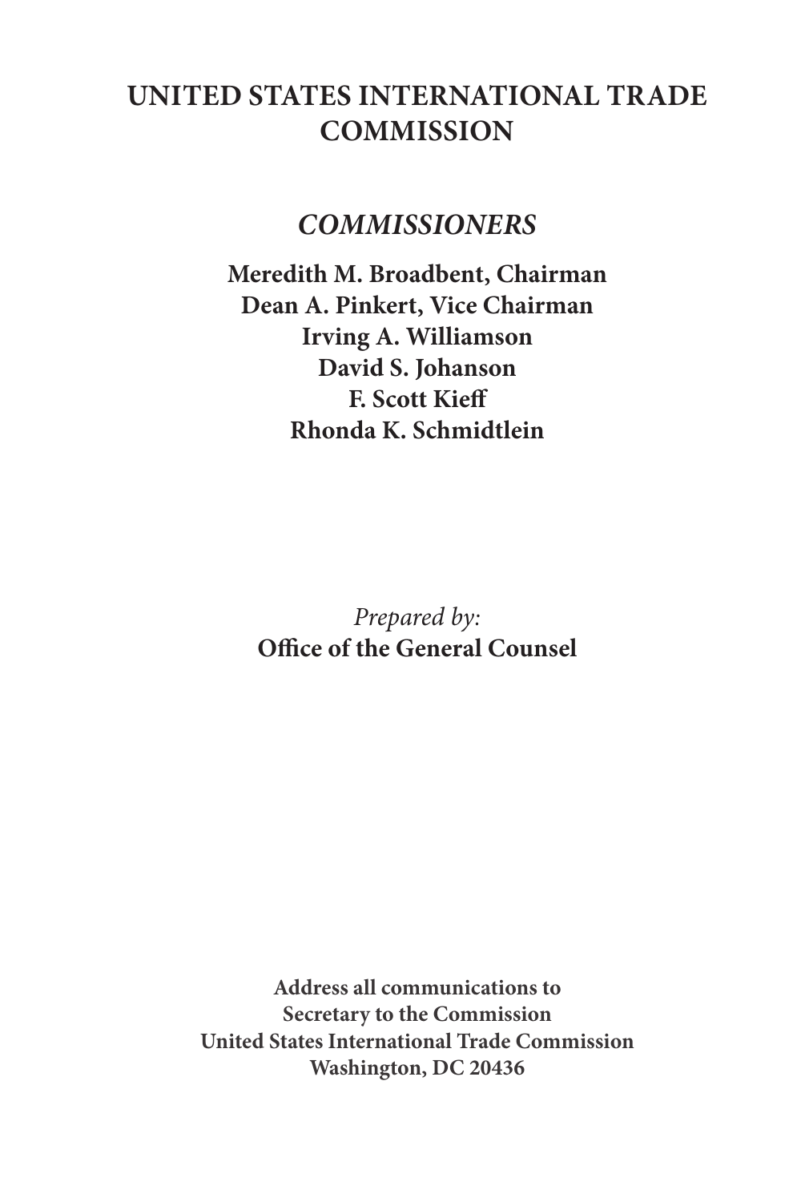# UNITED STATES INTERNATIONAL TRADE COMMISSION

## *COMMISSIONERS*

**Meredith M. Broadbent, Chairman**
**Dean A. Pinkert, Vice Chairman**
**Irving A. Williamson**
**David S. Johanson**
**F. Scott Kieff**
**Rhonda K. Schmidtlein**

*Prepared by:*
**Office of the General Counsel**

**Address all communications to**
**Secretary to the Commission**
**United States International Trade Commission**
**Washington, DC 20436**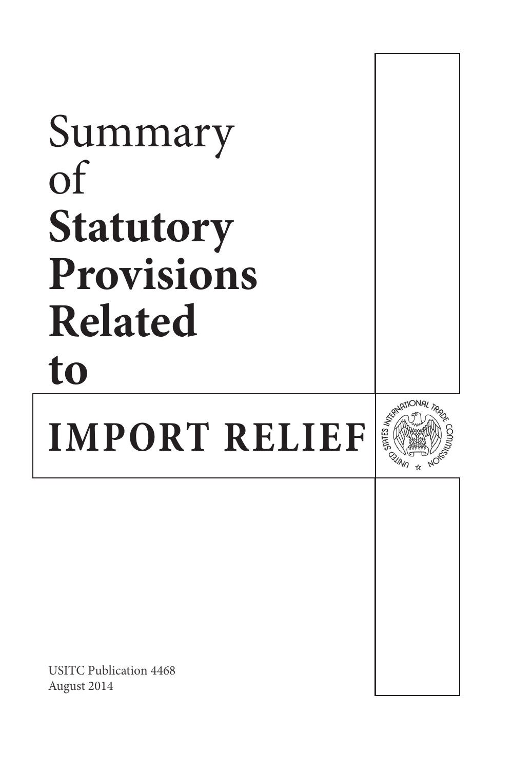# Summary of Statutory Provisions Related to

# IMPORT RELIEF

USITC Publication 4468
August 2014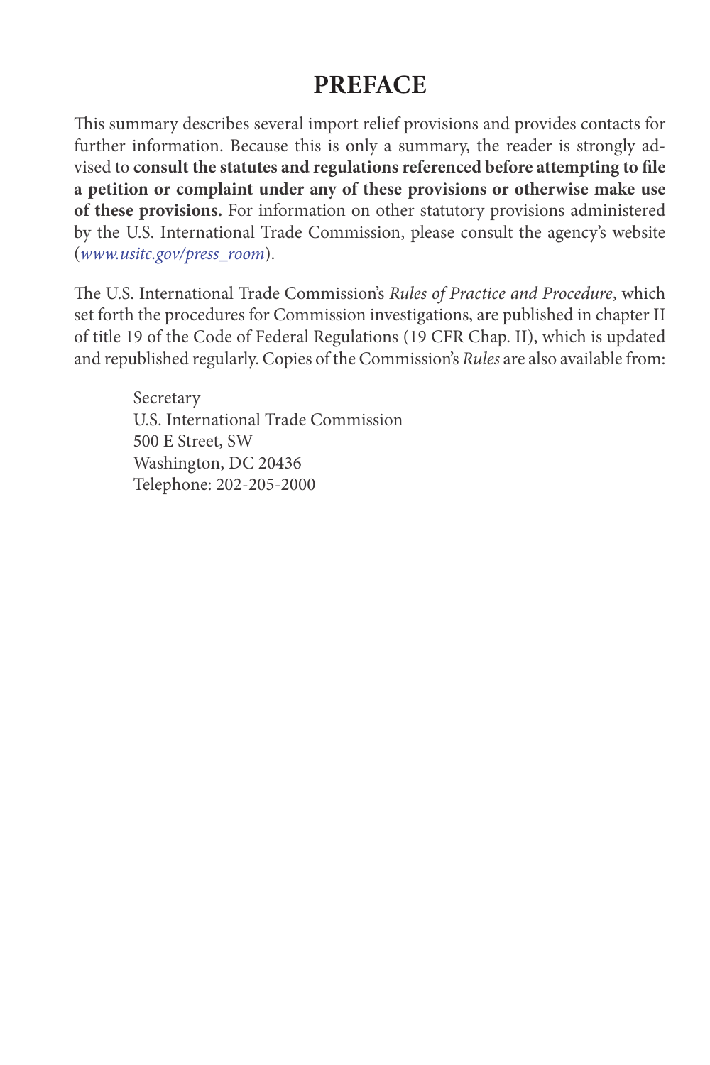# PREFACE

This summary describes several import relief provisions and provides contacts for further information. Because this is only a summary, the reader is strongly advised to **consult the statutes and regulations referenced before attempting to file a petition or complaint under any of these provisions or otherwise make use of these provisions.** For information on other statutory provisions administered by the U.S. International Trade Commission, please consult the agency's website (*www.usitc.gov/press_room*).

The U.S. International Trade Commission's *Rules of Practice and Procedure*, which set forth the procedures for Commission investigations, are published in chapter II of title 19 of the Code of Federal Regulations (19 CFR Chap. II), which is updated and republished regularly. Copies of the Commission's *Rules* are also available from:

Secretary
U.S. International Trade Commission
500 E Street, SW
Washington, DC 20436
Telephone: 202-205-2000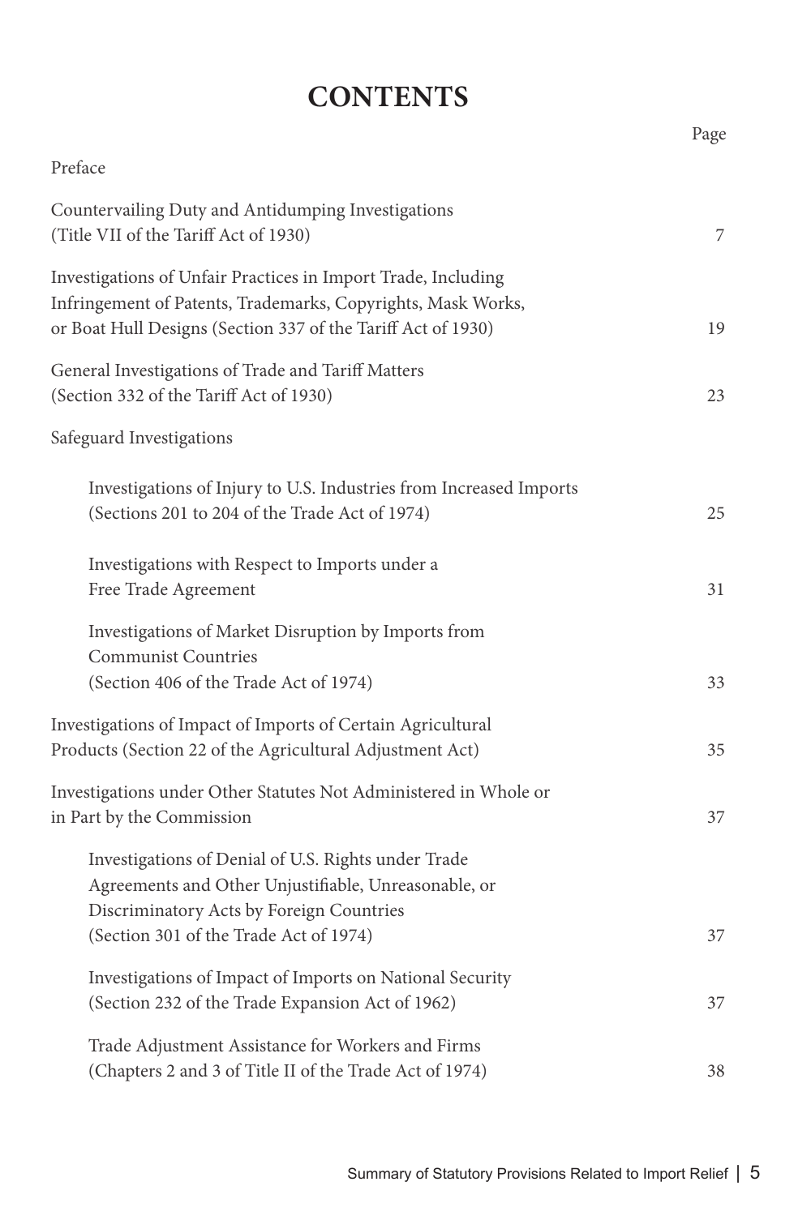# CONTENTS

| | Page |
|---|---|
| Preface | |
| Countervailing Duty and Antidumping Investigations (Title VII of the Tariff Act of 1930) | 7 |
| Investigations of Unfair Practices in Import Trade, Including Infringement of Patents, Trademarks, Copyrights, Mask Works, or Boat Hull Designs (Section 337 of the Tariff Act of 1930) | 19 |
| General Investigations of Trade and Tariff Matters (Section 332 of the Tariff Act of 1930) | 23 |
| Safeguard Investigations | |
| Investigations of Injury to U.S. Industries from Increased Imports (Sections 201 to 204 of the Trade Act of 1974) | 25 |
| Investigations with Respect to Imports under a Free Trade Agreement | 31 |
| Investigations of Market Disruption by Imports from Communist Countries (Section 406 of the Trade Act of 1974) | 33 |
| Investigations of Impact of Imports of Certain Agricultural Products (Section 22 of the Agricultural Adjustment Act) | 35 |
| Investigations under Other Statutes Not Administered in Whole or in Part by the Commission | 37 |
| Investigations of Denial of U.S. Rights under Trade Agreements and Other Unjustifiable, Unreasonable, or Discriminatory Acts by Foreign Countries (Section 301 of the Trade Act of 1974) | 37 |
| Investigations of Impact of Imports on National Security (Section 232 of the Trade Expansion Act of 1962) | 37 |
| Trade Adjustment Assistance for Workers and Firms (Chapters 2 and 3 of Title II of the Trade Act of 1974) | 38 |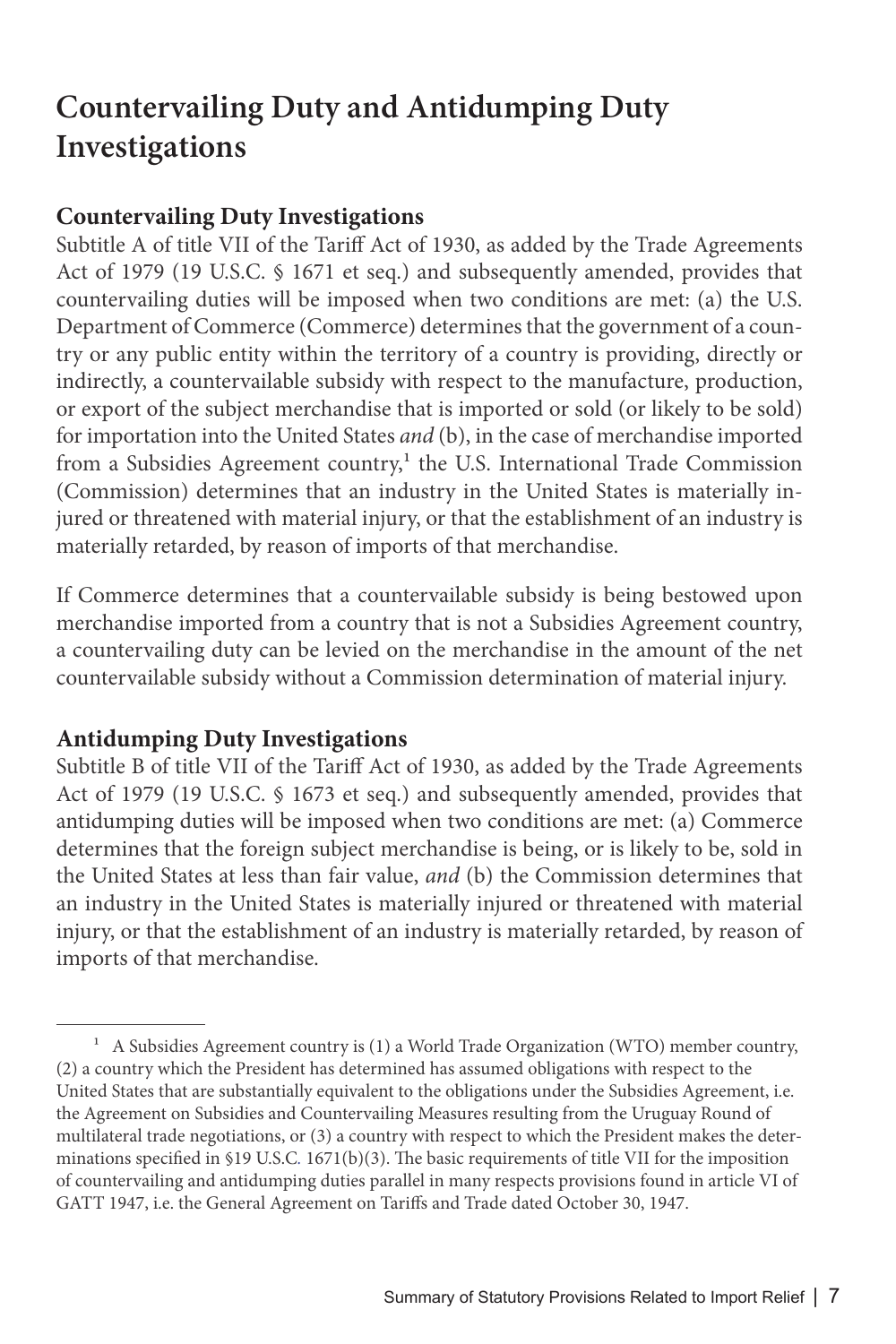# Countervailing Duty and Antidumping Duty Investigations

## Countervailing Duty Investigations

Subtitle A of title VII of the Tariff Act of 1930, as added by the Trade Agreements Act of 1979 (19 U.S.C. § 1671 et seq.) and subsequently amended, provides that countervailing duties will be imposed when two conditions are met: (a) the U.S. Department of Commerce (Commerce) determines that the government of a country or any public entity within the territory of a country is providing, directly or indirectly, a countervailable subsidy with respect to the manufacture, production, or export of the subject merchandise that is imported or sold (or likely to be sold) for importation into the United States *and* (b), in the case of merchandise imported from a Subsidies Agreement country,[1] the U.S. International Trade Commission (Commission) determines that an industry in the United States is materially injured or threatened with material injury, or that the establishment of an industry is materially retarded, by reason of imports of that merchandise.

If Commerce determines that a countervailable subsidy is being bestowed upon merchandise imported from a country that is not a Subsidies Agreement country, a countervailing duty can be levied on the merchandise in the amount of the net countervailable subsidy without a Commission determination of material injury.

## Antidumping Duty Investigations

Subtitle B of title VII of the Tariff Act of 1930, as added by the Trade Agreements Act of 1979 (19 U.S.C. § 1673 et seq.) and subsequently amended, provides that antidumping duties will be imposed when two conditions are met: (a) Commerce determines that the foreign subject merchandise is being, or is likely to be, sold in the United States at less than fair value, *and* (b) the Commission determines that an industry in the United States is materially injured or threatened with material injury, or that the establishment of an industry is materially retarded, by reason of imports of that merchandise.

---

[1] A Subsidies Agreement country is (1) a World Trade Organization (WTO) member country, (2) a country which the President has determined has assumed obligations with respect to the United States that are substantially equivalent to the obligations under the Subsidies Agreement, i.e. the Agreement on Subsidies and Countervailing Measures resulting from the Uruguay Round of multilateral trade negotiations, or (3) a country with respect to which the President makes the determinations specified in §19 U.S.C. 1671(b)(3). The basic requirements of title VII for the imposition of countervailing and antidumping duties parallel in many respects provisions found in article VI of GATT 1947, i.e. the General Agreement on Tariffs and Trade dated October 30, 1947.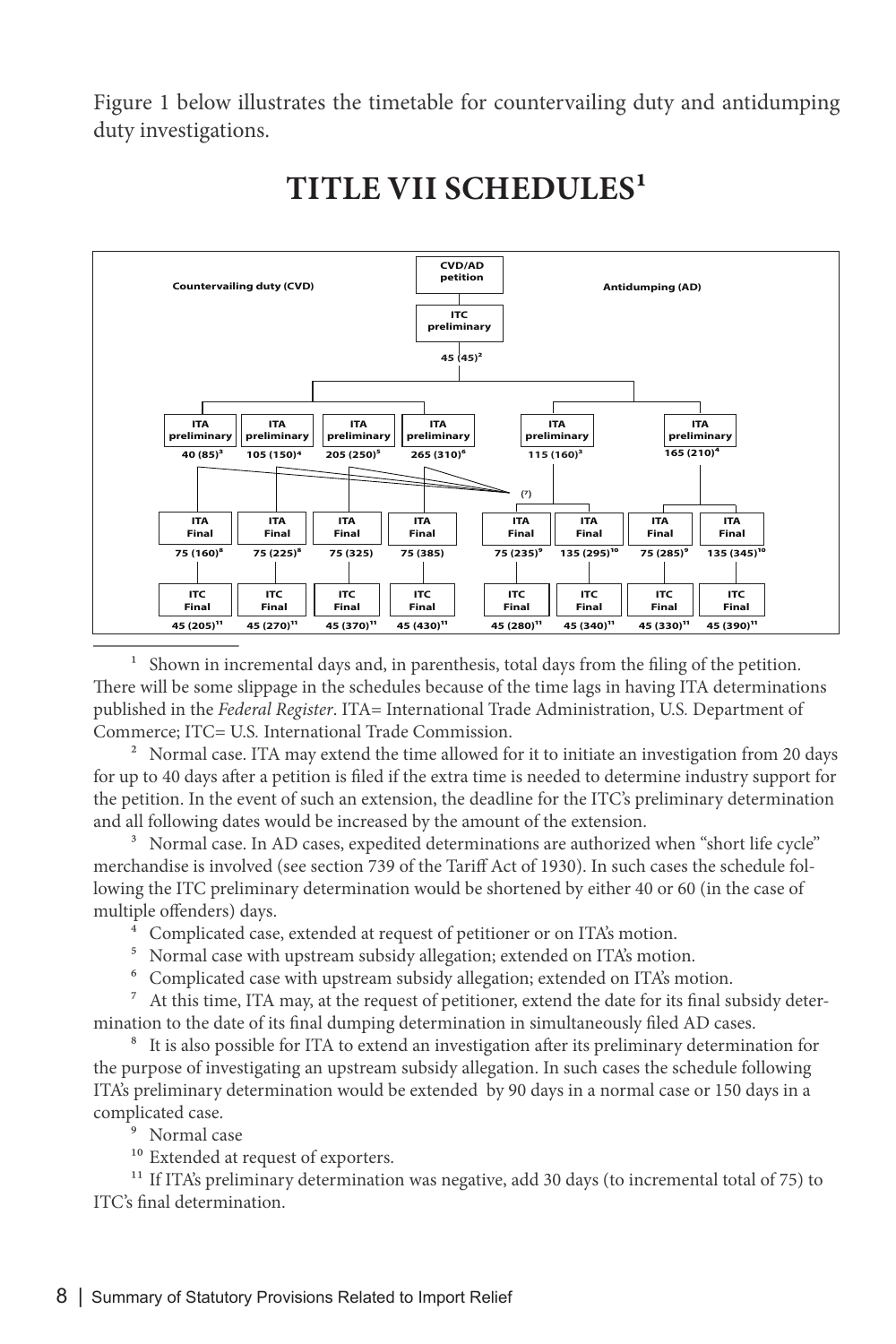Figure 1 below illustrates the timetable for countervailing duty and antidumping duty investigations.

# TITLE VII SCHEDULES[1]

**CVD/AD petition**

**ITC preliminary** 45 (45)[2]

**Countervailing duty (CVD)**

| | | | |
|---|---|---|---|
| **ITA preliminary** 40 (85)[3] | **ITA preliminary** 105 (150)[4] | **ITA preliminary** 205 (250)[5] | **ITA preliminary** 265 (310)[6] |
| **ITA Final** 75 (160)[8] | **ITA Final** 75 (225)[8] | **ITA Final** 75 (325) | **ITA Final** 75 (385) |
| **ITC Final** 45 (205)[11] | **ITC Final** 45 (270)[11] | **ITC Final** 45 (370)[11] | **ITC Final** 45 (430)[11] |

(7)

**Antidumping (AD)**

| | | | |
|---|---|---|---|
| **ITA preliminary** 115 (160)[3] | | **ITA preliminary** 165 (210)[4] | |
| **ITA Final** 75 (235)[9] | **ITA Final** 135 (295)[10] | **ITA Final** 75 (285)[9] | **ITA Final** 135 (345)[10] |
| **ITC Final** 45 (280)[11] | **ITC Final** 45 (340)[11] | **ITC Final** 45 (330)[11] | **ITC Final** 45 (390)[11] |

[1] Shown in incremental days and, in parenthesis, total days from the filing of the petition. There will be some slippage in the schedules because of the time lags in having ITA determinations published in the *Federal Register*. ITA= International Trade Administration, U.S. Department of Commerce; ITC= U.S. International Trade Commission.

[2] Normal case. ITA may extend the time allowed for it to initiate an investigation from 20 days for up to 40 days after a petition is filed if the extra time is needed to determine industry support for the petition. In the event of such an extension, the deadline for the ITC's preliminary determination and all following dates would be increased by the amount of the extension.

[3] Normal case. In AD cases, expedited determinations are authorized when "short life cycle" merchandise is involved (see section 739 of the Tariff Act of 1930). In such cases the schedule following the ITC preliminary determination would be shortened by either 40 or 60 (in the case of multiple offenders) days.

[4] Complicated case, extended at request of petitioner or on ITA's motion.

[5] Normal case with upstream subsidy allegation; extended on ITA's motion.

[6] Complicated case with upstream subsidy allegation; extended on ITA's motion.

[7] At this time, ITA may, at the request of petitioner, extend the date for its final subsidy determination to the date of its final dumping determination in simultaneously filed AD cases.

[8] It is also possible for ITA to extend an investigation after its preliminary determination for the purpose of investigating an upstream subsidy allegation. In such cases the schedule following ITA's preliminary determination would be extended by 90 days in a normal case or 150 days in a complicated case.

[9] Normal case

[10] Extended at request of exporters.

[11] If ITA's preliminary determination was negative, add 30 days (to incremental total of 75) to ITC's final determination.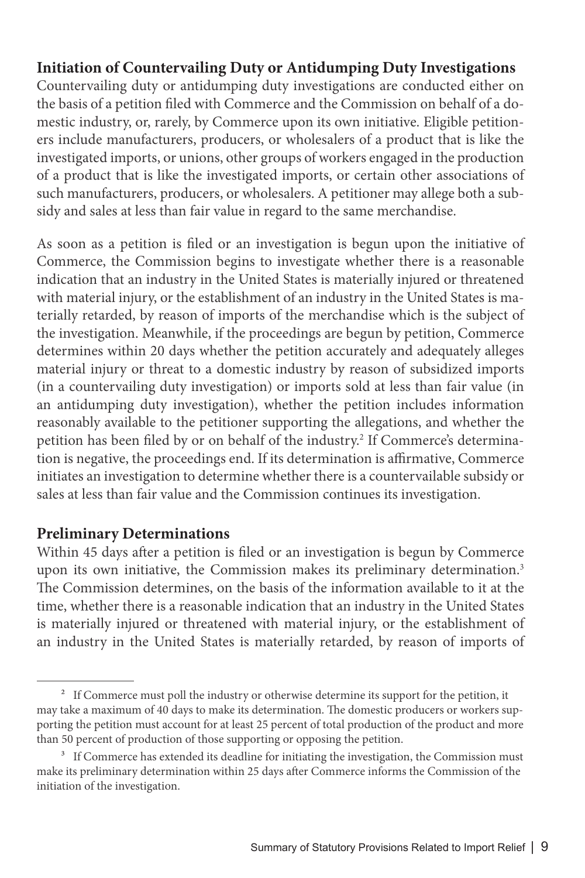## Initiation of Countervailing Duty or Antidumping Duty Investigations

Countervailing duty or antidumping duty investigations are conducted either on the basis of a petition filed with Commerce and the Commission on behalf of a domestic industry, or, rarely, by Commerce upon its own initiative. Eligible petitioners include manufacturers, producers, or wholesalers of a product that is like the investigated imports, or unions, other groups of workers engaged in the production of a product that is like the investigated imports, or certain other associations of such manufacturers, producers, or wholesalers. A petitioner may allege both a subsidy and sales at less than fair value in regard to the same merchandise.

As soon as a petition is filed or an investigation is begun upon the initiative of Commerce, the Commission begins to investigate whether there is a reasonable indication that an industry in the United States is materially injured or threatened with material injury, or the establishment of an industry in the United States is materially retarded, by reason of imports of the merchandise which is the subject of the investigation. Meanwhile, if the proceedings are begun by petition, Commerce determines within 20 days whether the petition accurately and adequately alleges material injury or threat to a domestic industry by reason of subsidized imports (in a countervailing duty investigation) or imports sold at less than fair value (in an antidumping duty investigation), whether the petition includes information reasonably available to the petitioner supporting the allegations, and whether the petition has been filed by or on behalf of the industry.[2] If Commerce's determination is negative, the proceedings end. If its determination is affirmative, Commerce initiates an investigation to determine whether there is a countervailable subsidy or sales at less than fair value and the Commission continues its investigation.

## Preliminary Determinations

Within 45 days after a petition is filed or an investigation is begun by Commerce upon its own initiative, the Commission makes its preliminary determination.[3] The Commission determines, on the basis of the information available to it at the time, whether there is a reasonable indication that an industry in the United States is materially injured or threatened with material injury, or the establishment of an industry in the United States is materially retarded, by reason of imports of

---

[2] If Commerce must poll the industry or otherwise determine its support for the petition, it may take a maximum of 40 days to make its determination. The domestic producers or workers supporting the petition must account for at least 25 percent of total production of the product and more than 50 percent of production of those supporting or opposing the petition.

[3] If Commerce has extended its deadline for initiating the investigation, the Commission must make its preliminary determination within 25 days after Commerce informs the Commission of the initiation of the investigation.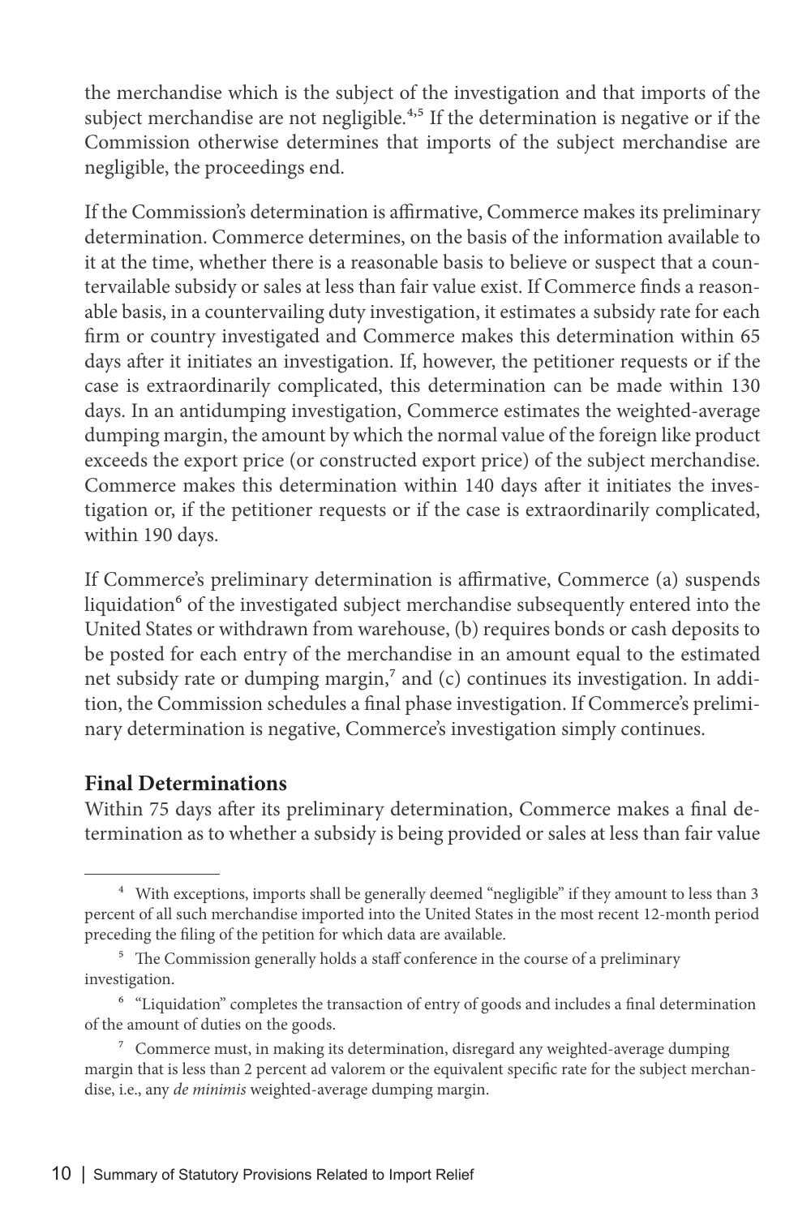the merchandise which is the subject of the investigation and that imports of the subject merchandise are not negligible.[4,5] If the determination is negative or if the Commission otherwise determines that imports of the subject merchandise are negligible, the proceedings end.

If the Commission's determination is affirmative, Commerce makes its preliminary determination. Commerce determines, on the basis of the information available to it at the time, whether there is a reasonable basis to believe or suspect that a countervailable subsidy or sales at less than fair value exist. If Commerce finds a reasonable basis, in a countervailing duty investigation, it estimates a subsidy rate for each firm or country investigated and Commerce makes this determination within 65 days after it initiates an investigation. If, however, the petitioner requests or if the case is extraordinarily complicated, this determination can be made within 130 days. In an antidumping investigation, Commerce estimates the weighted-average dumping margin, the amount by which the normal value of the foreign like product exceeds the export price (or constructed export price) of the subject merchandise. Commerce makes this determination within 140 days after it initiates the investigation or, if the petitioner requests or if the case is extraordinarily complicated, within 190 days.

If Commerce's preliminary determination is affirmative, Commerce (a) suspends liquidation[6] of the investigated subject merchandise subsequently entered into the United States or withdrawn from warehouse, (b) requires bonds or cash deposits to be posted for each entry of the merchandise in an amount equal to the estimated net subsidy rate or dumping margin,[7] and (c) continues its investigation. In addition, the Commission schedules a final phase investigation. If Commerce's preliminary determination is negative, Commerce's investigation simply continues.

**Final Determinations**

Within 75 days after its preliminary determination, Commerce makes a final determination as to whether a subsidy is being provided or sales at less than fair value

---

[4] With exceptions, imports shall be generally deemed "negligible" if they amount to less than 3 percent of all such merchandise imported into the United States in the most recent 12-month period preceding the filing of the petition for which data are available.

[5] The Commission generally holds a staff conference in the course of a preliminary investigation.

[6] "Liquidation" completes the transaction of entry of goods and includes a final determination of the amount of duties on the goods.

[7] Commerce must, in making its determination, disregard any weighted-average dumping margin that is less than 2 percent ad valorem or the equivalent specific rate for the subject merchandise, i.e., any *de minimis* weighted-average dumping margin.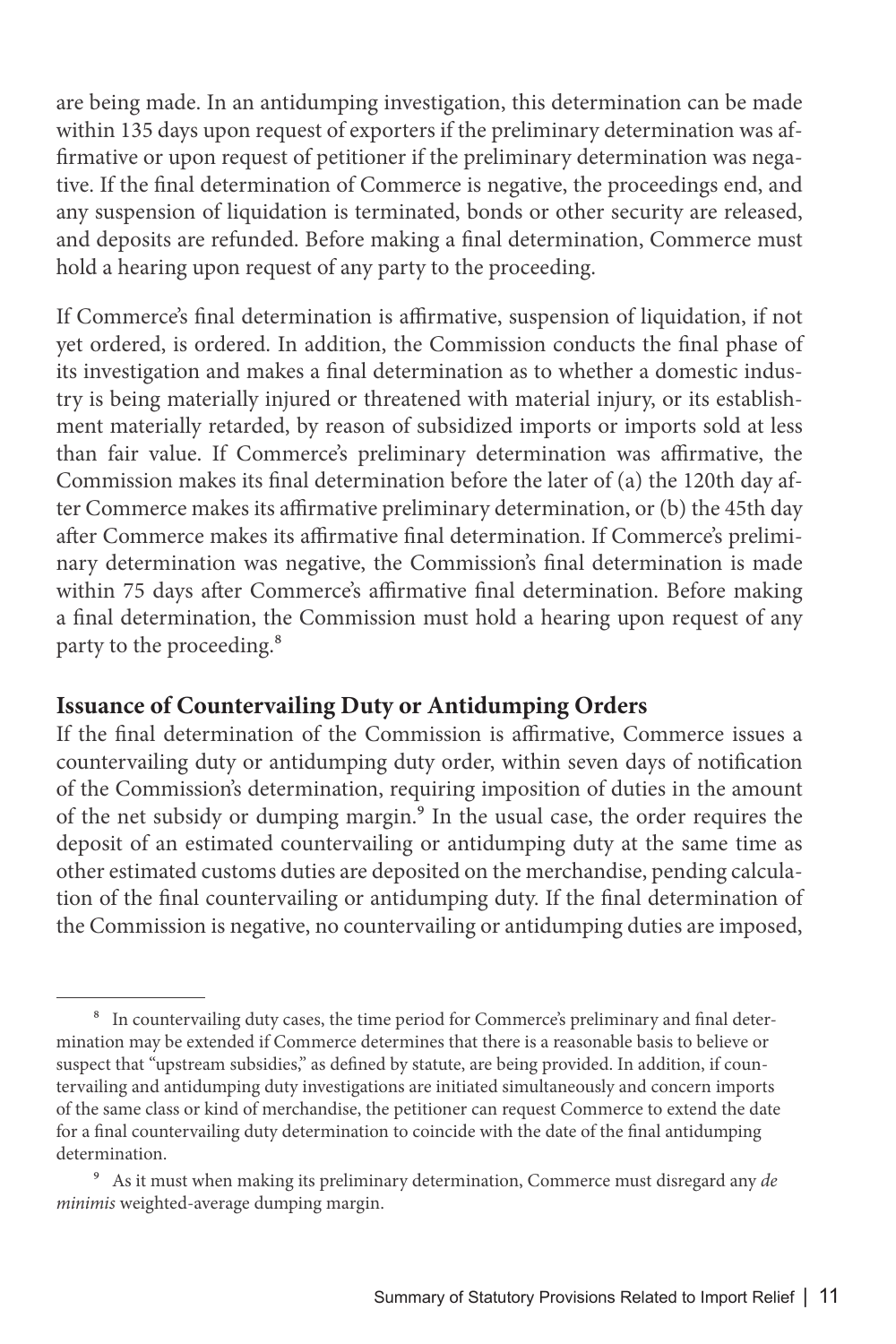are being made. In an antidumping investigation, this determination can be made within 135 days upon request of exporters if the preliminary determination was affirmative or upon request of petitioner if the preliminary determination was negative. If the final determination of Commerce is negative, the proceedings end, and any suspension of liquidation is terminated, bonds or other security are released, and deposits are refunded. Before making a final determination, Commerce must hold a hearing upon request of any party to the proceeding.

If Commerce's final determination is affirmative, suspension of liquidation, if not yet ordered, is ordered. In addition, the Commission conducts the final phase of its investigation and makes a final determination as to whether a domestic industry is being materially injured or threatened with material injury, or its establishment materially retarded, by reason of subsidized imports or imports sold at less than fair value. If Commerce's preliminary determination was affirmative, the Commission makes its final determination before the later of (a) the 120th day after Commerce makes its affirmative preliminary determination, or (b) the 45th day after Commerce makes its affirmative final determination. If Commerce's preliminary determination was negative, the Commission's final determination is made within 75 days after Commerce's affirmative final determination. Before making a final determination, the Commission must hold a hearing upon request of any party to the proceeding.[8]

### Issuance of Countervailing Duty or Antidumping Orders

If the final determination of the Commission is affirmative, Commerce issues a countervailing duty or antidumping duty order, within seven days of notification of the Commission's determination, requiring imposition of duties in the amount of the net subsidy or dumping margin.[9] In the usual case, the order requires the deposit of an estimated countervailing or antidumping duty at the same time as other estimated customs duties are deposited on the merchandise, pending calculation of the final countervailing or antidumping duty. If the final determination of the Commission is negative, no countervailing or antidumping duties are imposed,

---

[8] In countervailing duty cases, the time period for Commerce's preliminary and final determination may be extended if Commerce determines that there is a reasonable basis to believe or suspect that "upstream subsidies," as defined by statute, are being provided. In addition, if countervailing and antidumping duty investigations are initiated simultaneously and concern imports of the same class or kind of merchandise, the petitioner can request Commerce to extend the date for a final countervailing duty determination to coincide with the date of the final antidumping determination.

[9] As it must when making its preliminary determination, Commerce must disregard any *de minimis* weighted-average dumping margin.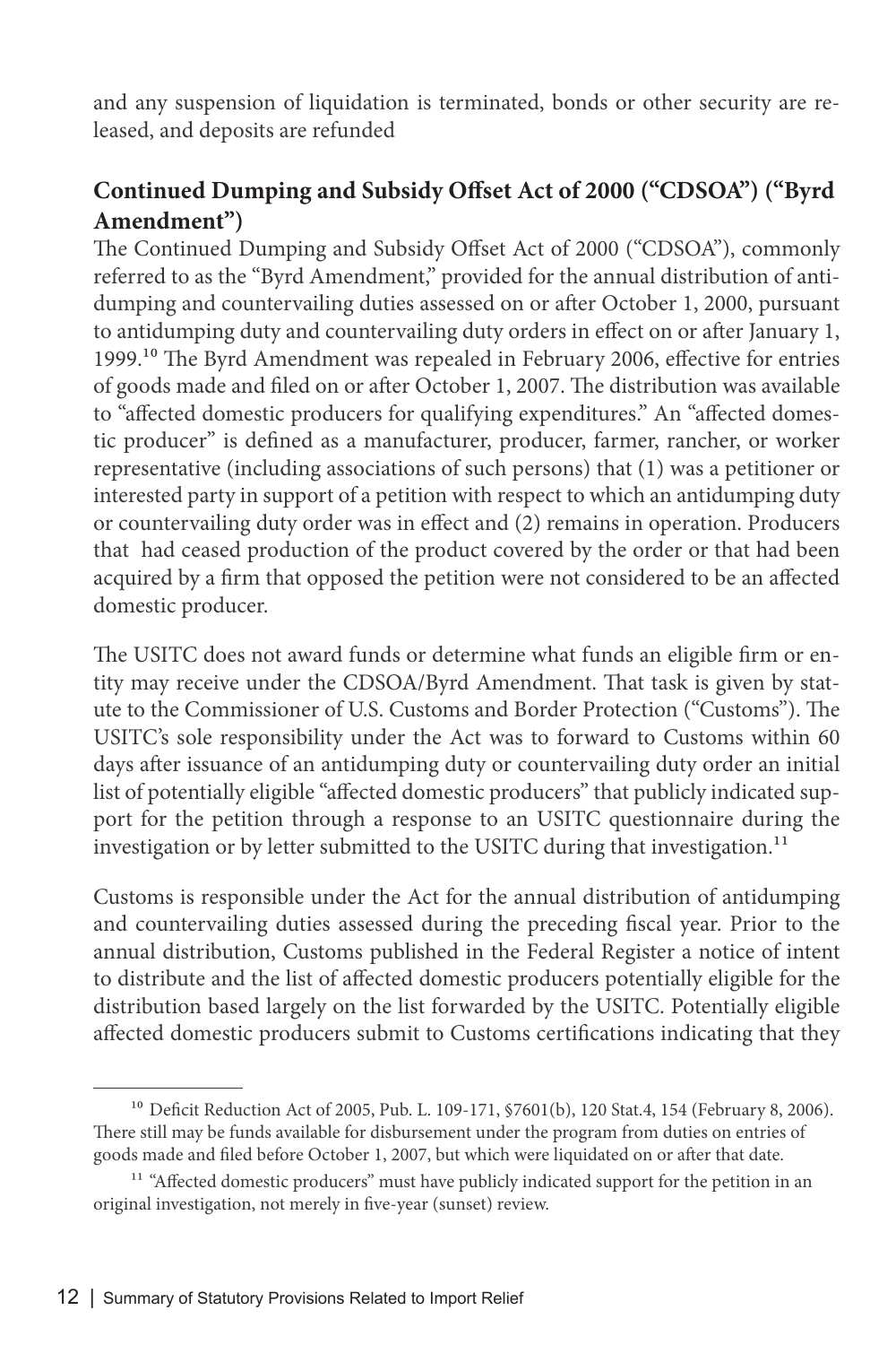and any suspension of liquidation is terminated, bonds or other security are released, and deposits are refunded

## Continued Dumping and Subsidy Offset Act of 2000 ("CDSOA") ("Byrd Amendment")

The Continued Dumping and Subsidy Offset Act of 2000 ("CDSOA"), commonly referred to as the "Byrd Amendment," provided for the annual distribution of antidumping and countervailing duties assessed on or after October 1, 2000, pursuant to antidumping duty and countervailing duty orders in effect on or after January 1, 1999.[10] The Byrd Amendment was repealed in February 2006, effective for entries of goods made and filed on or after October 1, 2007. The distribution was available to "affected domestic producers for qualifying expenditures." An "affected domestic producer" is defined as a manufacturer, producer, farmer, rancher, or worker representative (including associations of such persons) that (1) was a petitioner or interested party in support of a petition with respect to which an antidumping duty or countervailing duty order was in effect and (2) remains in operation. Producers that had ceased production of the product covered by the order or that had been acquired by a firm that opposed the petition were not considered to be an affected domestic producer.

The USITC does not award funds or determine what funds an eligible firm or entity may receive under the CDSOA/Byrd Amendment. That task is given by statute to the Commissioner of U.S. Customs and Border Protection ("Customs"). The USITC's sole responsibility under the Act was to forward to Customs within 60 days after issuance of an antidumping duty or countervailing duty order an initial list of potentially eligible "affected domestic producers" that publicly indicated support for the petition through a response to an USITC questionnaire during the investigation or by letter submitted to the USITC during that investigation.[11]

Customs is responsible under the Act for the annual distribution of antidumping and countervailing duties assessed during the preceding fiscal year. Prior to the annual distribution, Customs published in the Federal Register a notice of intent to distribute and the list of affected domestic producers potentially eligible for the distribution based largely on the list forwarded by the USITC. Potentially eligible affected domestic producers submit to Customs certifications indicating that they

---

[10] Deficit Reduction Act of 2005, Pub. L. 109-171, §7601(b), 120 Stat.4, 154 (February 8, 2006). There still may be funds available for disbursement under the program from duties on entries of goods made and filed before October 1, 2007, but which were liquidated on or after that date.

[11] "Affected domestic producers" must have publicly indicated support for the petition in an original investigation, not merely in five-year (sunset) review.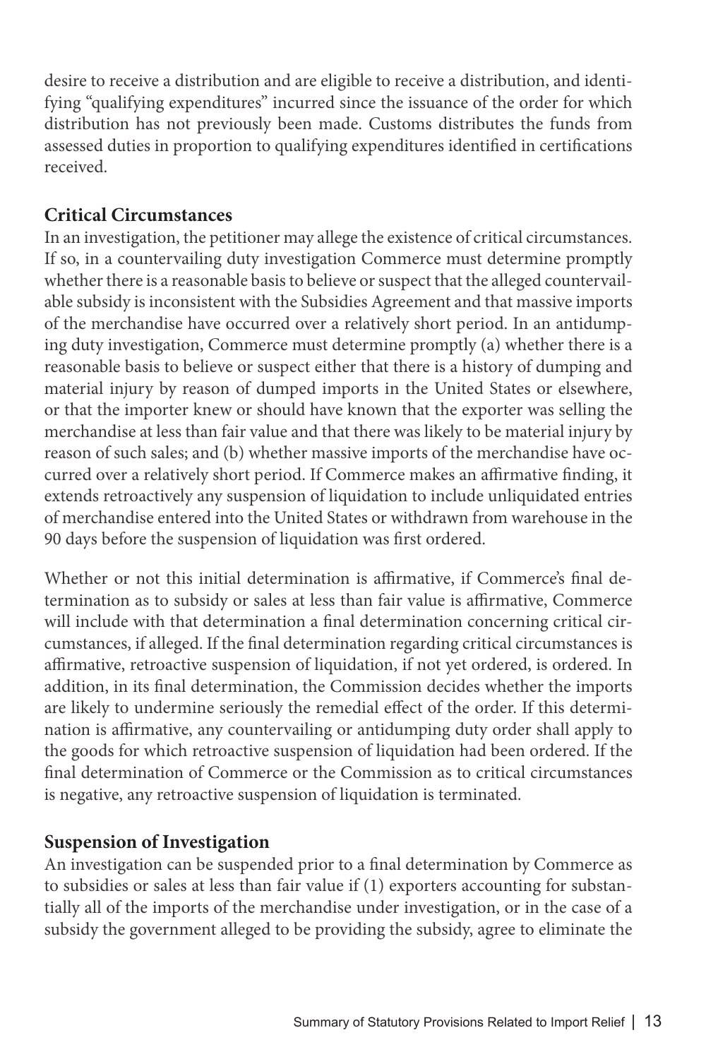desire to receive a distribution and are eligible to receive a distribution, and identifying "qualifying expenditures" incurred since the issuance of the order for which distribution has not previously been made. Customs distributes the funds from assessed duties in proportion to qualifying expenditures identified in certifications received.

## Critical Circumstances

In an investigation, the petitioner may allege the existence of critical circumstances. If so, in a countervailing duty investigation Commerce must determine promptly whether there is a reasonable basis to believe or suspect that the alleged countervailable subsidy is inconsistent with the Subsidies Agreement and that massive imports of the merchandise have occurred over a relatively short period. In an antidumping duty investigation, Commerce must determine promptly (a) whether there is a reasonable basis to believe or suspect either that there is a history of dumping and material injury by reason of dumped imports in the United States or elsewhere, or that the importer knew or should have known that the exporter was selling the merchandise at less than fair value and that there was likely to be material injury by reason of such sales; and (b) whether massive imports of the merchandise have occurred over a relatively short period. If Commerce makes an affirmative finding, it extends retroactively any suspension of liquidation to include unliquidated entries of merchandise entered into the United States or withdrawn from warehouse in the 90 days before the suspension of liquidation was first ordered.

Whether or not this initial determination is affirmative, if Commerce's final determination as to subsidy or sales at less than fair value is affirmative, Commerce will include with that determination a final determination concerning critical circumstances, if alleged. If the final determination regarding critical circumstances is affirmative, retroactive suspension of liquidation, if not yet ordered, is ordered. In addition, in its final determination, the Commission decides whether the imports are likely to undermine seriously the remedial effect of the order. If this determination is affirmative, any countervailing or antidumping duty order shall apply to the goods for which retroactive suspension of liquidation had been ordered. If the final determination of Commerce or the Commission as to critical circumstances is negative, any retroactive suspension of liquidation is terminated.

## Suspension of Investigation

An investigation can be suspended prior to a final determination by Commerce as to subsidies or sales at less than fair value if (1) exporters accounting for substantially all of the imports of the merchandise under investigation, or in the case of a subsidy the government alleged to be providing the subsidy, agree to eliminate the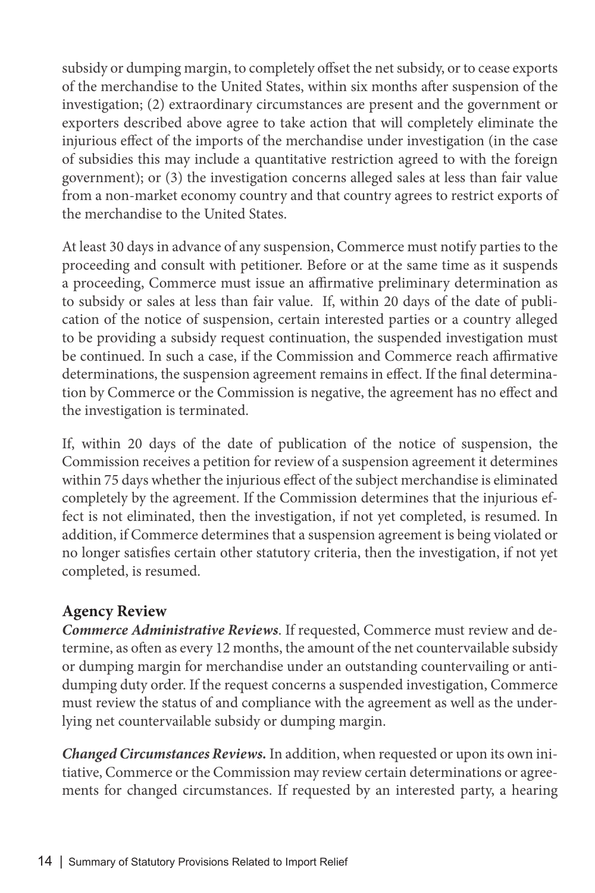subsidy or dumping margin, to completely offset the net subsidy, or to cease exports of the merchandise to the United States, within six months after suspension of the investigation; (2) extraordinary circumstances are present and the government or exporters described above agree to take action that will completely eliminate the injurious effect of the imports of the merchandise under investigation (in the case of subsidies this may include a quantitative restriction agreed to with the foreign government); or (3) the investigation concerns alleged sales at less than fair value from a non-market economy country and that country agrees to restrict exports of the merchandise to the United States.

At least 30 days in advance of any suspension, Commerce must notify parties to the proceeding and consult with petitioner. Before or at the same time as it suspends a proceeding, Commerce must issue an affirmative preliminary determination as to subsidy or sales at less than fair value. If, within 20 days of the date of publication of the notice of suspension, certain interested parties or a country alleged to be providing a subsidy request continuation, the suspended investigation must be continued. In such a case, if the Commission and Commerce reach affirmative determinations, the suspension agreement remains in effect. If the final determination by Commerce or the Commission is negative, the agreement has no effect and the investigation is terminated.

If, within 20 days of the date of publication of the notice of suspension, the Commission receives a petition for review of a suspension agreement it determines within 75 days whether the injurious effect of the subject merchandise is eliminated completely by the agreement. If the Commission determines that the injurious effect is not eliminated, then the investigation, if not yet completed, is resumed. In addition, if Commerce determines that a suspension agreement is being violated or no longer satisfies certain other statutory criteria, then the investigation, if not yet completed, is resumed.

## Agency Review

***Commerce Administrative Reviews***. If requested, Commerce must review and determine, as often as every 12 months, the amount of the net countervailable subsidy or dumping margin for merchandise under an outstanding countervailing or antidumping duty order. If the request concerns a suspended investigation, Commerce must review the status of and compliance with the agreement as well as the underlying net countervailable subsidy or dumping margin.

***Changed Circumstances Reviews.*** In addition, when requested or upon its own initiative, Commerce or the Commission may review certain determinations or agreements for changed circumstances. If requested by an interested party, a hearing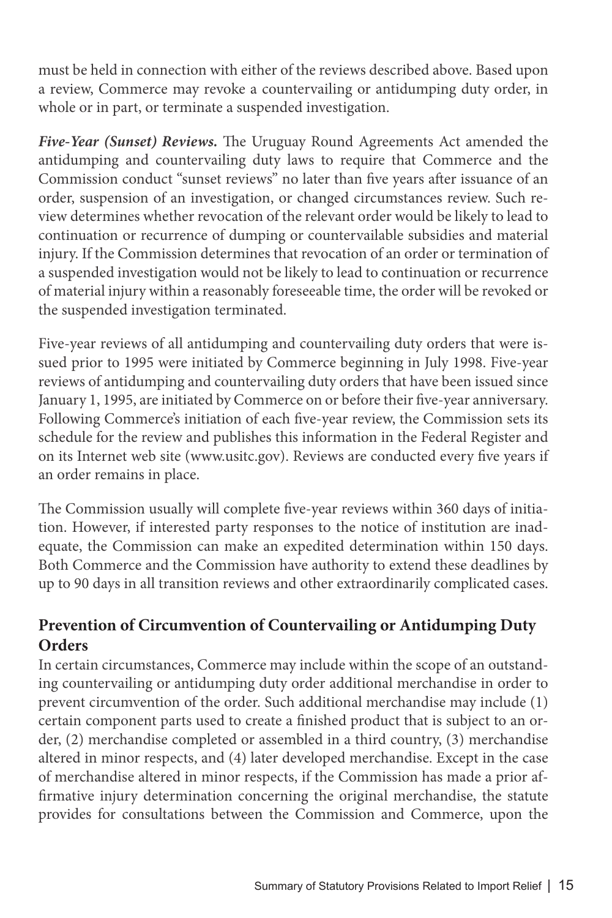must be held in connection with either of the reviews described above. Based upon a review, Commerce may revoke a countervailing or antidumping duty order, in whole or in part, or terminate a suspended investigation.

***Five-Year (Sunset) Reviews.*** The Uruguay Round Agreements Act amended the antidumping and countervailing duty laws to require that Commerce and the Commission conduct "sunset reviews" no later than five years after issuance of an order, suspension of an investigation, or changed circumstances review. Such review determines whether revocation of the relevant order would be likely to lead to continuation or recurrence of dumping or countervailable subsidies and material injury. If the Commission determines that revocation of an order or termination of a suspended investigation would not be likely to lead to continuation or recurrence of material injury within a reasonably foreseeable time, the order will be revoked or the suspended investigation terminated.

Five-year reviews of all antidumping and countervailing duty orders that were issued prior to 1995 were initiated by Commerce beginning in July 1998. Five-year reviews of antidumping and countervailing duty orders that have been issued since January 1, 1995, are initiated by Commerce on or before their five-year anniversary. Following Commerce's initiation of each five-year review, the Commission sets its schedule for the review and publishes this information in the Federal Register and on its Internet web site (www.usitc.gov). Reviews are conducted every five years if an order remains in place.

The Commission usually will complete five-year reviews within 360 days of initiation. However, if interested party responses to the notice of institution are inadequate, the Commission can make an expedited determination within 150 days. Both Commerce and the Commission have authority to extend these deadlines by up to 90 days in all transition reviews and other extraordinarily complicated cases.

## Prevention of Circumvention of Countervailing or Antidumping Duty Orders

In certain circumstances, Commerce may include within the scope of an outstanding countervailing or antidumping duty order additional merchandise in order to prevent circumvention of the order. Such additional merchandise may include (1) certain component parts used to create a finished product that is subject to an order, (2) merchandise completed or assembled in a third country, (3) merchandise altered in minor respects, and (4) later developed merchandise. Except in the case of merchandise altered in minor respects, if the Commission has made a prior affirmative injury determination concerning the original merchandise, the statute provides for consultations between the Commission and Commerce, upon the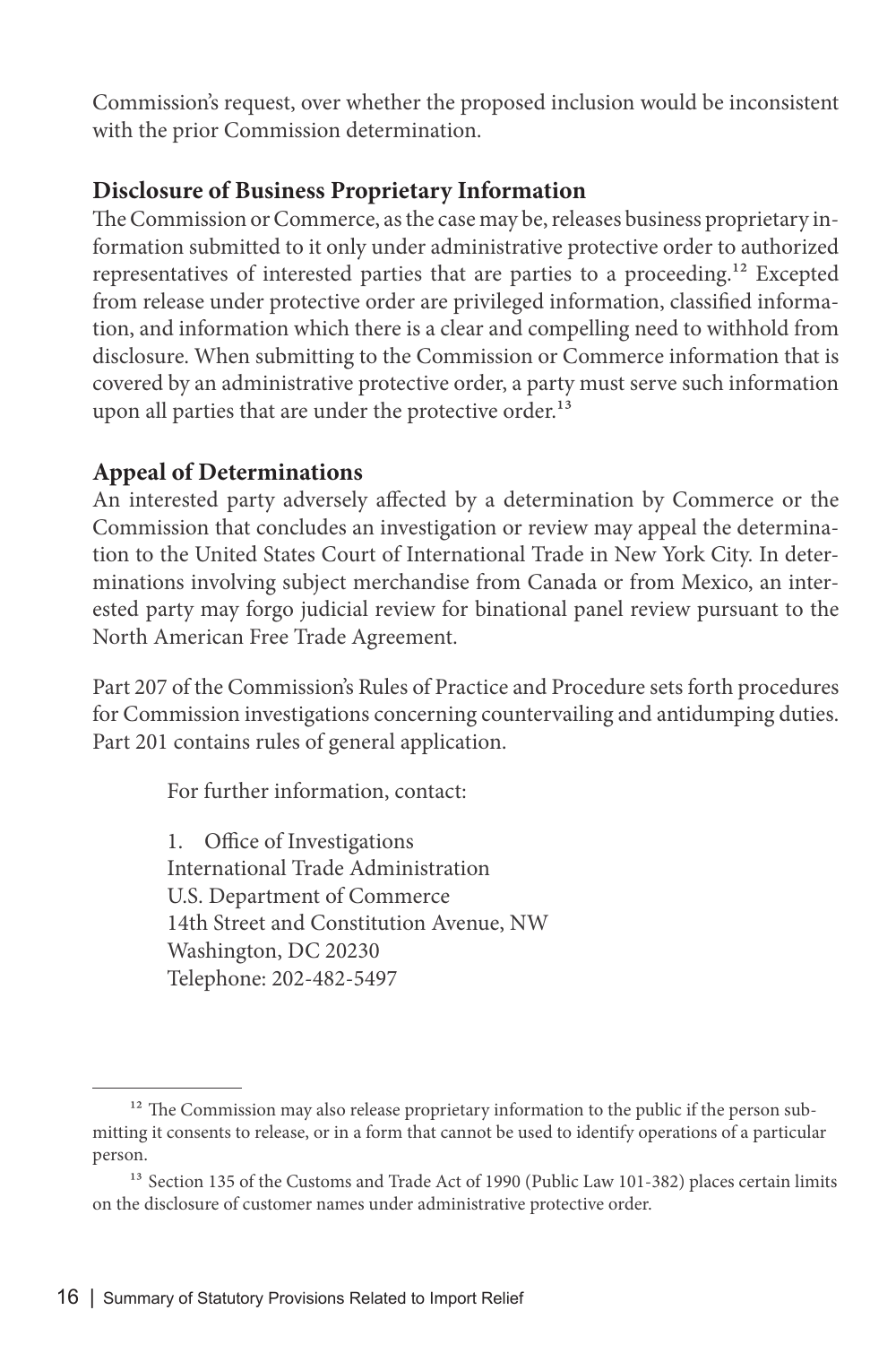Commission's request, over whether the proposed inclusion would be inconsistent with the prior Commission determination.

### Disclosure of Business Proprietary Information

The Commission or Commerce, as the case may be, releases business proprietary information submitted to it only under administrative protective order to authorized representatives of interested parties that are parties to a proceeding.[12] Excepted from release under protective order are privileged information, classified information, and information which there is a clear and compelling need to withhold from disclosure. When submitting to the Commission or Commerce information that is covered by an administrative protective order, a party must serve such information upon all parties that are under the protective order.[13]

### Appeal of Determinations

An interested party adversely affected by a determination by Commerce or the Commission that concludes an investigation or review may appeal the determination to the United States Court of International Trade in New York City. In determinations involving subject merchandise from Canada or from Mexico, an interested party may forgo judicial review for binational panel review pursuant to the North American Free Trade Agreement.

Part 207 of the Commission's Rules of Practice and Procedure sets forth procedures for Commission investigations concerning countervailing and antidumping duties. Part 201 contains rules of general application.

For further information, contact:

1. Office of Investigations
International Trade Administration
U.S. Department of Commerce
14th Street and Constitution Avenue, NW
Washington, DC 20230
Telephone: 202-482-5497

---

[12] The Commission may also release proprietary information to the public if the person submitting it consents to release, or in a form that cannot be used to identify operations of a particular person.

[13] Section 135 of the Customs and Trade Act of 1990 (Public Law 101-382) places certain limits on the disclosure of customer names under administrative protective order.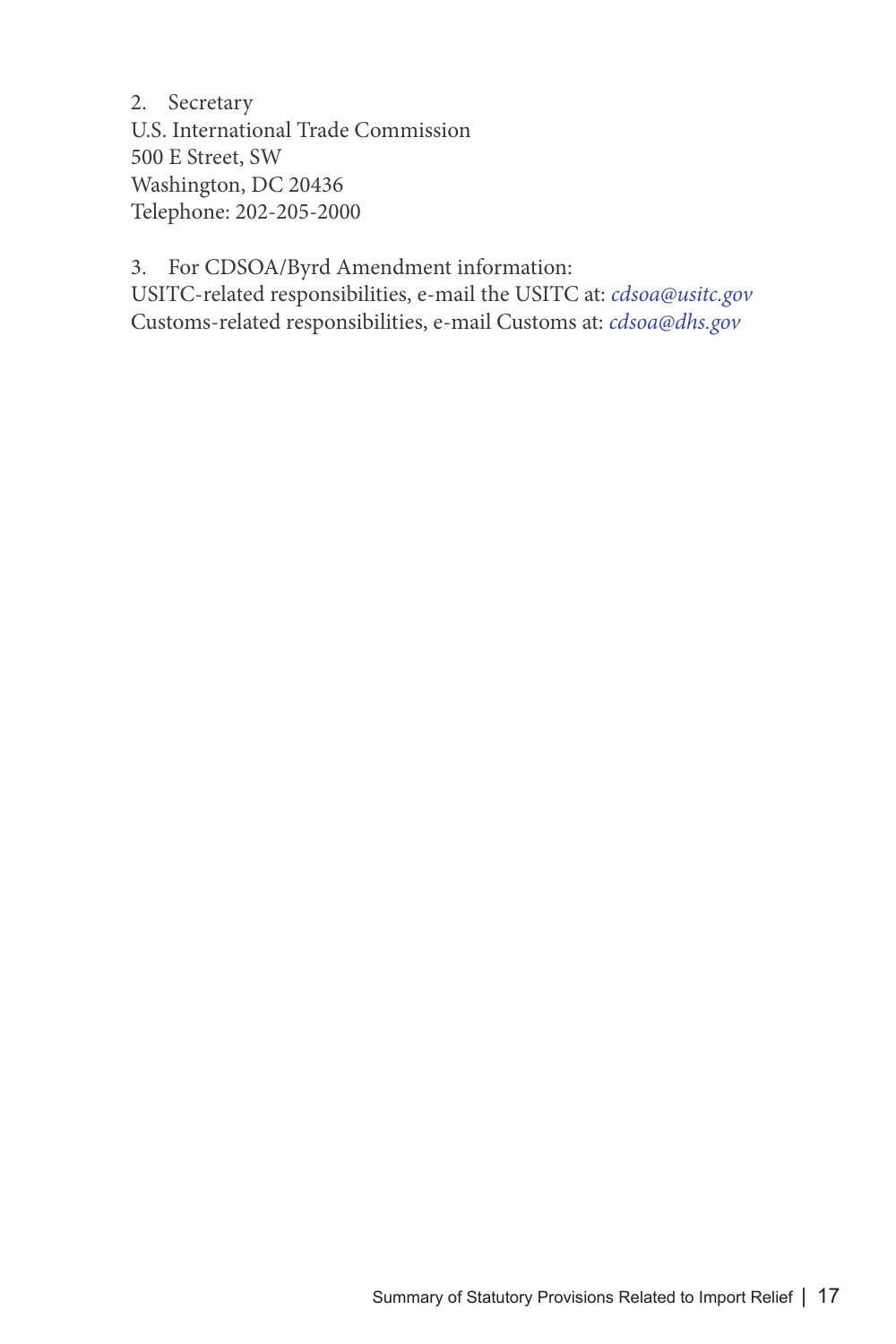2. Secretary
U.S. International Trade Commission
500 E Street, SW
Washington, DC 20436
Telephone: 202-205-2000

3. For CDSOA/Byrd Amendment information:
USITC-related responsibilities, e-mail the USITC at: *cdsoa@usitc.gov*
Customs-related responsibilities, e-mail Customs at: *cdsoa@dhs.gov*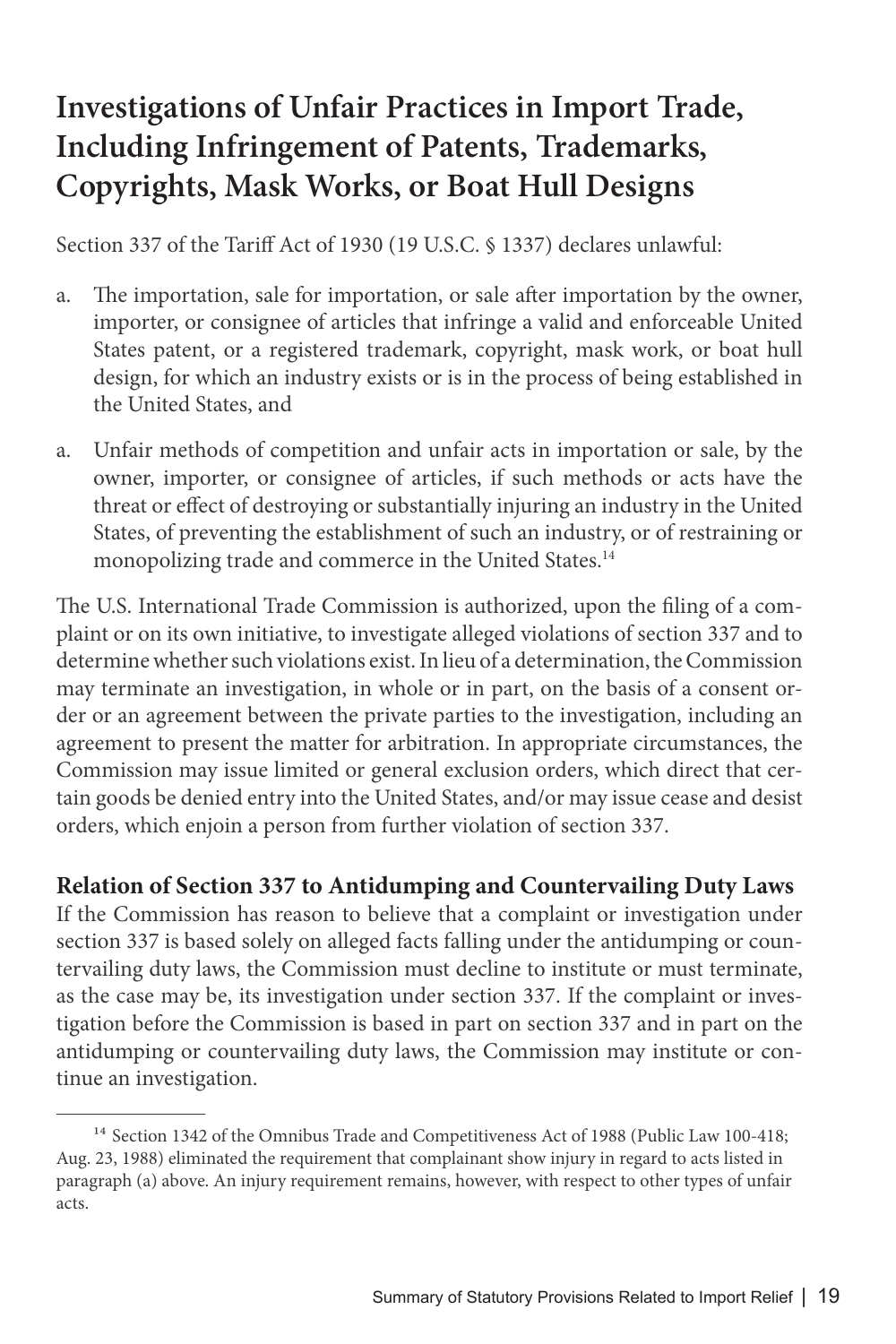# Investigations of Unfair Practices in Import Trade, Including Infringement of Patents, Trademarks, Copyrights, Mask Works, or Boat Hull Designs

Section 337 of the Tariff Act of 1930 (19 U.S.C. § 1337) declares unlawful:

a. The importation, sale for importation, or sale after importation by the owner, importer, or consignee of articles that infringe a valid and enforceable United States patent, or a registered trademark, copyright, mask work, or boat hull design, for which an industry exists or is in the process of being established in the United States, and

a. Unfair methods of competition and unfair acts in importation or sale, by the owner, importer, or consignee of articles, if such methods or acts have the threat or effect of destroying or substantially injuring an industry in the United States, of preventing the establishment of such an industry, or of restraining or monopolizing trade and commerce in the United States.[14]

The U.S. International Trade Commission is authorized, upon the filing of a complaint or on its own initiative, to investigate alleged violations of section 337 and to determine whether such violations exist. In lieu of a determination, the Commission may terminate an investigation, in whole or in part, on the basis of a consent order or an agreement between the private parties to the investigation, including an agreement to present the matter for arbitration. In appropriate circumstances, the Commission may issue limited or general exclusion orders, which direct that certain goods be denied entry into the United States, and/or may issue cease and desist orders, which enjoin a person from further violation of section 337.

**Relation of Section 337 to Antidumping and Countervailing Duty Laws**

If the Commission has reason to believe that a complaint or investigation under section 337 is based solely on alleged facts falling under the antidumping or countervailing duty laws, the Commission must decline to institute or must terminate, as the case may be, its investigation under section 337. If the complaint or investigation before the Commission is based in part on section 337 and in part on the antidumping or countervailing duty laws, the Commission may institute or continue an investigation.

---

[14] Section 1342 of the Omnibus Trade and Competitiveness Act of 1988 (Public Law 100-418; Aug. 23, 1988) eliminated the requirement that complainant show injury in regard to acts listed in paragraph (a) above. An injury requirement remains, however, with respect to other types of unfair acts.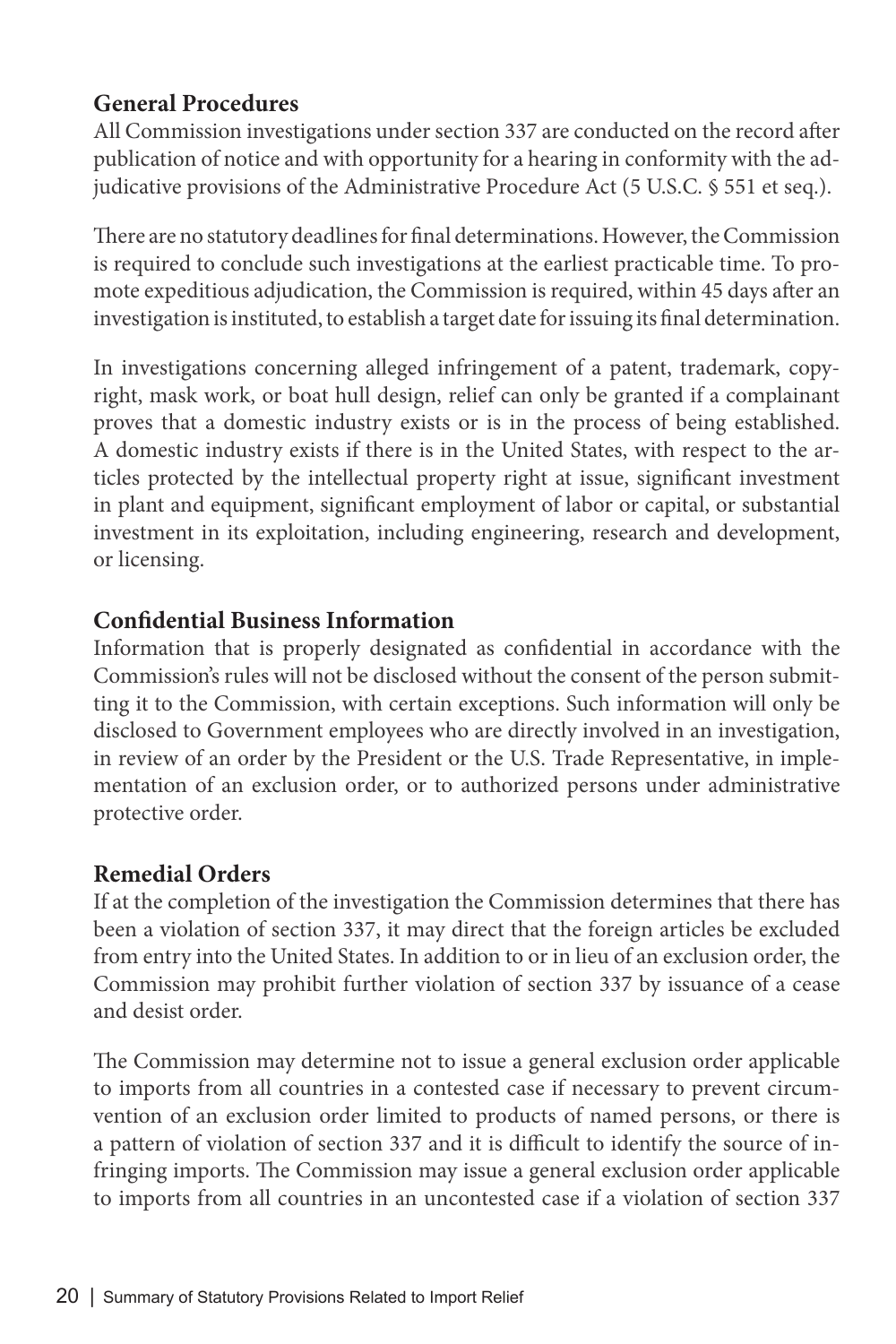### General Procedures

All Commission investigations under section 337 are conducted on the record after publication of notice and with opportunity for a hearing in conformity with the adjudicative provisions of the Administrative Procedure Act (5 U.S.C. § 551 et seq.).

There are no statutory deadlines for final determinations. However, the Commission is required to conclude such investigations at the earliest practicable time. To promote expeditious adjudication, the Commission is required, within 45 days after an investigation is instituted, to establish a target date for issuing its final determination.

In investigations concerning alleged infringement of a patent, trademark, copyright, mask work, or boat hull design, relief can only be granted if a complainant proves that a domestic industry exists or is in the process of being established. A domestic industry exists if there is in the United States, with respect to the articles protected by the intellectual property right at issue, significant investment in plant and equipment, significant employment of labor or capital, or substantial investment in its exploitation, including engineering, research and development, or licensing.

### Confidential Business Information

Information that is properly designated as confidential in accordance with the Commission's rules will not be disclosed without the consent of the person submitting it to the Commission, with certain exceptions. Such information will only be disclosed to Government employees who are directly involved in an investigation, in review of an order by the President or the U.S. Trade Representative, in implementation of an exclusion order, or to authorized persons under administrative protective order.

### Remedial Orders

If at the completion of the investigation the Commission determines that there has been a violation of section 337, it may direct that the foreign articles be excluded from entry into the United States. In addition to or in lieu of an exclusion order, the Commission may prohibit further violation of section 337 by issuance of a cease and desist order.

The Commission may determine not to issue a general exclusion order applicable to imports from all countries in a contested case if necessary to prevent circumvention of an exclusion order limited to products of named persons, or there is a pattern of violation of section 337 and it is difficult to identify the source of infringing imports. The Commission may issue a general exclusion order applicable to imports from all countries in an uncontested case if a violation of section 337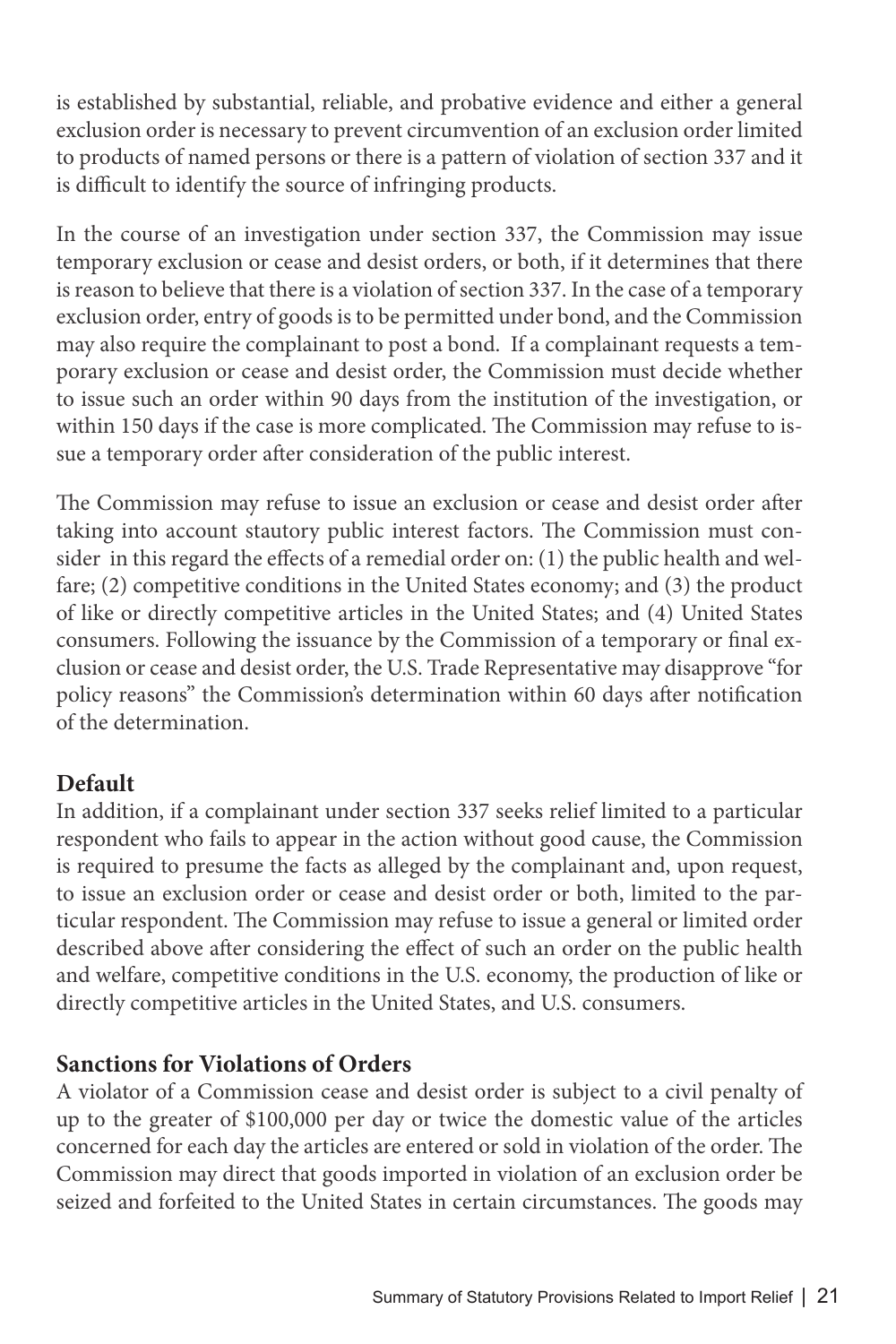is established by substantial, reliable, and probative evidence and either a general exclusion order is necessary to prevent circumvention of an exclusion order limited to products of named persons or there is a pattern of violation of section 337 and it is difficult to identify the source of infringing products.

In the course of an investigation under section 337, the Commission may issue temporary exclusion or cease and desist orders, or both, if it determines that there is reason to believe that there is a violation of section 337. In the case of a temporary exclusion order, entry of goods is to be permitted under bond, and the Commission may also require the complainant to post a bond. If a complainant requests a temporary exclusion or cease and desist order, the Commission must decide whether to issue such an order within 90 days from the institution of the investigation, or within 150 days if the case is more complicated. The Commission may refuse to issue a temporary order after consideration of the public interest.

The Commission may refuse to issue an exclusion or cease and desist order after taking into account stautory public interest factors. The Commission must consider in this regard the effects of a remedial order on: (1) the public health and welfare; (2) competitive conditions in the United States economy; and (3) the product of like or directly competitive articles in the United States; and (4) United States consumers. Following the issuance by the Commission of a temporary or final exclusion or cease and desist order, the U.S. Trade Representative may disapprove "for policy reasons" the Commission's determination within 60 days after notification of the determination.

**Default**

In addition, if a complainant under section 337 seeks relief limited to a particular respondent who fails to appear in the action without good cause, the Commission is required to presume the facts as alleged by the complainant and, upon request, to issue an exclusion order or cease and desist order or both, limited to the particular respondent. The Commission may refuse to issue a general or limited order described above after considering the effect of such an order on the public health and welfare, competitive conditions in the U.S. economy, the production of like or directly competitive articles in the United States, and U.S. consumers.

**Sanctions for Violations of Orders**

A violator of a Commission cease and desist order is subject to a civil penalty of up to the greater of $100,000 per day or twice the domestic value of the articles concerned for each day the articles are entered or sold in violation of the order. The Commission may direct that goods imported in violation of an exclusion order be seized and forfeited to the United States in certain circumstances. The goods may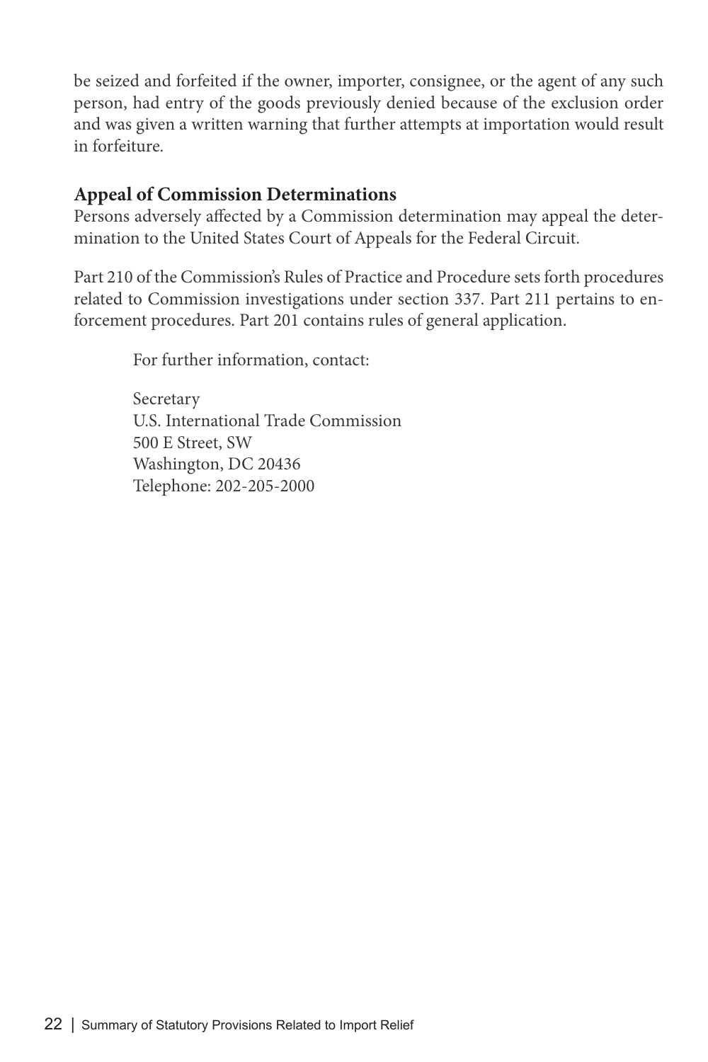be seized and forfeited if the owner, importer, consignee, or the agent of any such person, had entry of the goods previously denied because of the exclusion order and was given a written warning that further attempts at importation would result in forfeiture.

### Appeal of Commission Determinations

Persons adversely affected by a Commission determination may appeal the determination to the United States Court of Appeals for the Federal Circuit.

Part 210 of the Commission's Rules of Practice and Procedure sets forth procedures related to Commission investigations under section 337. Part 211 pertains to enforcement procedures. Part 201 contains rules of general application.

For further information, contact:

Secretary
U.S. International Trade Commission
500 E Street, SW
Washington, DC 20436
Telephone: 202-205-2000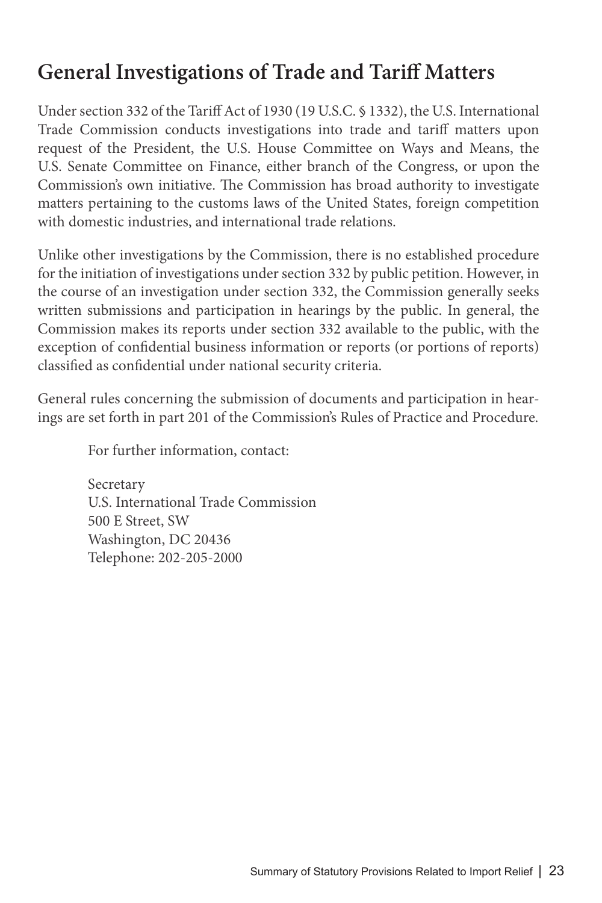## General Investigations of Trade and Tariff Matters

Under section 332 of the Tariff Act of 1930 (19 U.S.C. § 1332), the U.S. International Trade Commission conducts investigations into trade and tariff matters upon request of the President, the U.S. House Committee on Ways and Means, the U.S. Senate Committee on Finance, either branch of the Congress, or upon the Commission's own initiative. The Commission has broad authority to investigate matters pertaining to the customs laws of the United States, foreign competition with domestic industries, and international trade relations.

Unlike other investigations by the Commission, there is no established procedure for the initiation of investigations under section 332 by public petition. However, in the course of an investigation under section 332, the Commission generally seeks written submissions and participation in hearings by the public. In general, the Commission makes its reports under section 332 available to the public, with the exception of confidential business information or reports (or portions of reports) classified as confidential under national security criteria.

General rules concerning the submission of documents and participation in hearings are set forth in part 201 of the Commission's Rules of Practice and Procedure.

For further information, contact:

Secretary
U.S. International Trade Commission
500 E Street, SW
Washington, DC 20436
Telephone: 202-205-2000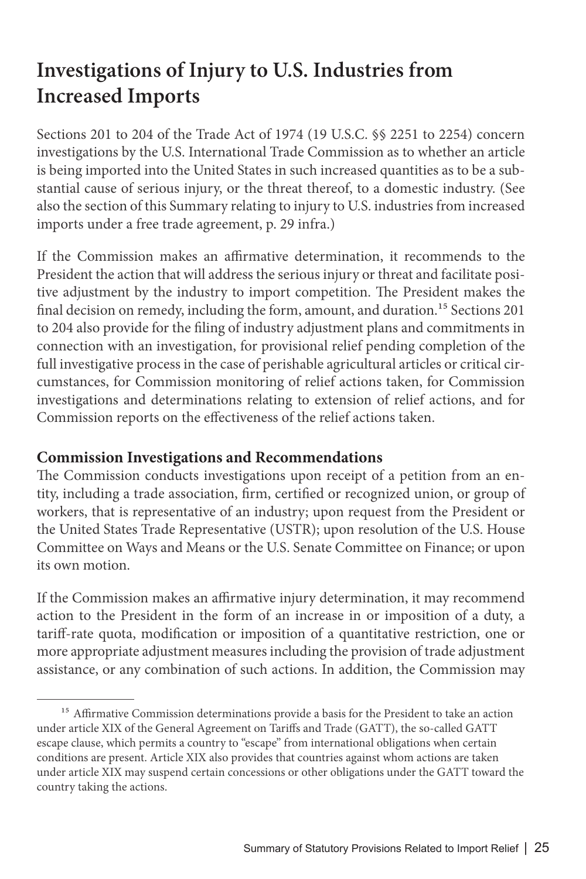# Investigations of Injury to U.S. Industries from Increased Imports

Sections 201 to 204 of the Trade Act of 1974 (19 U.S.C. §§ 2251 to 2254) concern investigations by the U.S. International Trade Commission as to whether an article is being imported into the United States in such increased quantities as to be a substantial cause of serious injury, or the threat thereof, to a domestic industry. (See also the section of this Summary relating to injury to U.S. industries from increased imports under a free trade agreement, p. 29 infra.)

If the Commission makes an affirmative determination, it recommends to the President the action that will address the serious injury or threat and facilitate positive adjustment by the industry to import competition. The President makes the final decision on remedy, including the form, amount, and duration.[15] Sections 201 to 204 also provide for the filing of industry adjustment plans and commitments in connection with an investigation, for provisional relief pending completion of the full investigative process in the case of perishable agricultural articles or critical circumstances, for Commission monitoring of relief actions taken, for Commission investigations and determinations relating to extension of relief actions, and for Commission reports on the effectiveness of the relief actions taken.

## Commission Investigations and Recommendations

The Commission conducts investigations upon receipt of a petition from an entity, including a trade association, firm, certified or recognized union, or group of workers, that is representative of an industry; upon request from the President or the United States Trade Representative (USTR); upon resolution of the U.S. House Committee on Ways and Means or the U.S. Senate Committee on Finance; or upon its own motion.

If the Commission makes an affirmative injury determination, it may recommend action to the President in the form of an increase in or imposition of a duty, a tariff-rate quota, modification or imposition of a quantitative restriction, one or more appropriate adjustment measures including the provision of trade adjustment assistance, or any combination of such actions. In addition, the Commission may

[15] Affirmative Commission determinations provide a basis for the President to take an action under article XIX of the General Agreement on Tariffs and Trade (GATT), the so-called GATT escape clause, which permits a country to "escape" from international obligations when certain conditions are present. Article XIX also provides that countries against whom actions are taken under article XIX may suspend certain concessions or other obligations under the GATT toward the country taking the actions.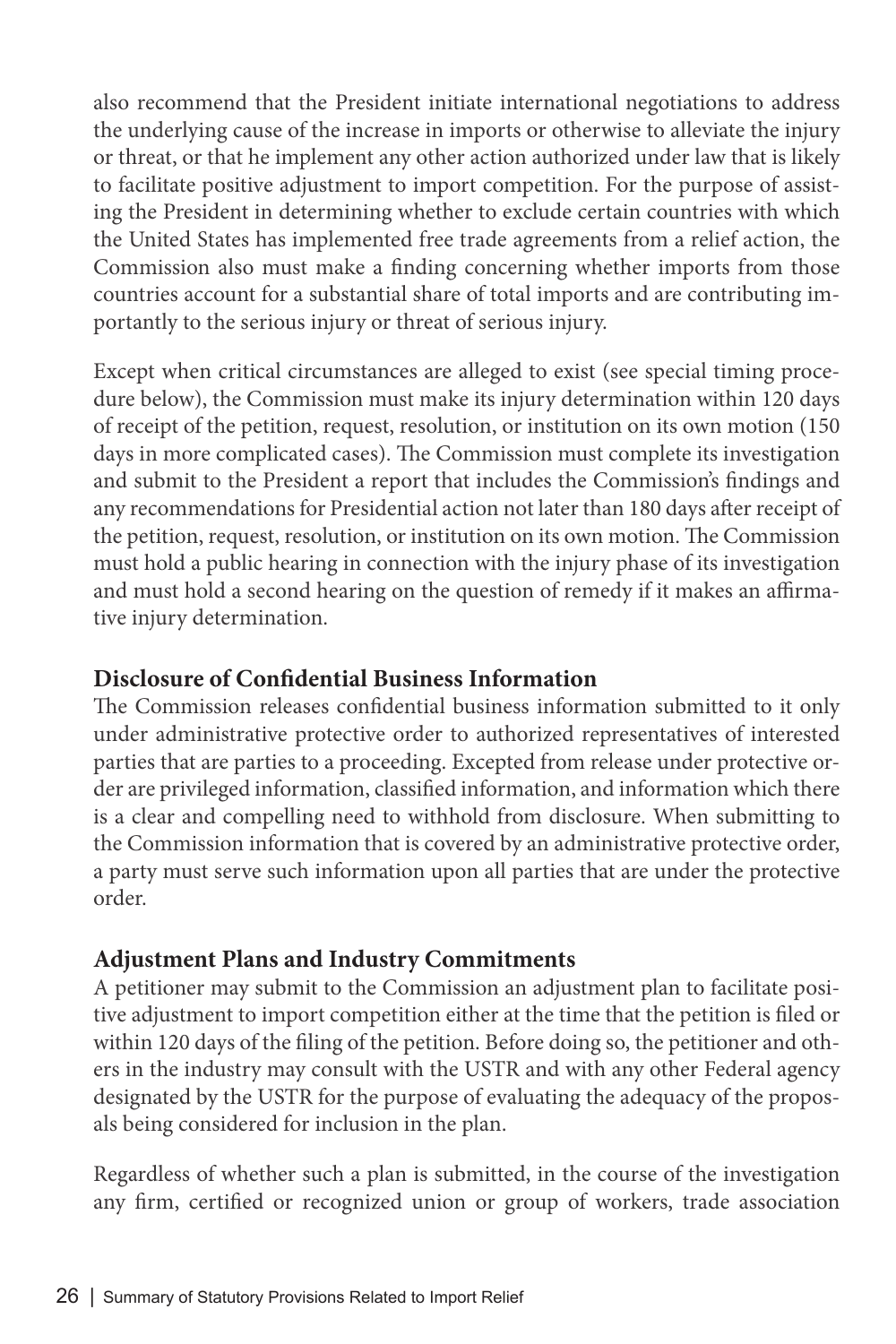also recommend that the President initiate international negotiations to address the underlying cause of the increase in imports or otherwise to alleviate the injury or threat, or that he implement any other action authorized under law that is likely to facilitate positive adjustment to import competition. For the purpose of assisting the President in determining whether to exclude certain countries with which the United States has implemented free trade agreements from a relief action, the Commission also must make a finding concerning whether imports from those countries account for a substantial share of total imports and are contributing importantly to the serious injury or threat of serious injury.

Except when critical circumstances are alleged to exist (see special timing procedure below), the Commission must make its injury determination within 120 days of receipt of the petition, request, resolution, or institution on its own motion (150 days in more complicated cases). The Commission must complete its investigation and submit to the President a report that includes the Commission's findings and any recommendations for Presidential action not later than 180 days after receipt of the petition, request, resolution, or institution on its own motion. The Commission must hold a public hearing in connection with the injury phase of its investigation and must hold a second hearing on the question of remedy if it makes an affirmative injury determination.

### Disclosure of Confidential Business Information

The Commission releases confidential business information submitted to it only under administrative protective order to authorized representatives of interested parties that are parties to a proceeding. Excepted from release under protective order are privileged information, classified information, and information which there is a clear and compelling need to withhold from disclosure. When submitting to the Commission information that is covered by an administrative protective order, a party must serve such information upon all parties that are under the protective order.

### Adjustment Plans and Industry Commitments

A petitioner may submit to the Commission an adjustment plan to facilitate positive adjustment to import competition either at the time that the petition is filed or within 120 days of the filing of the petition. Before doing so, the petitioner and others in the industry may consult with the USTR and with any other Federal agency designated by the USTR for the purpose of evaluating the adequacy of the proposals being considered for inclusion in the plan.

Regardless of whether such a plan is submitted, in the course of the investigation any firm, certified or recognized union or group of workers, trade association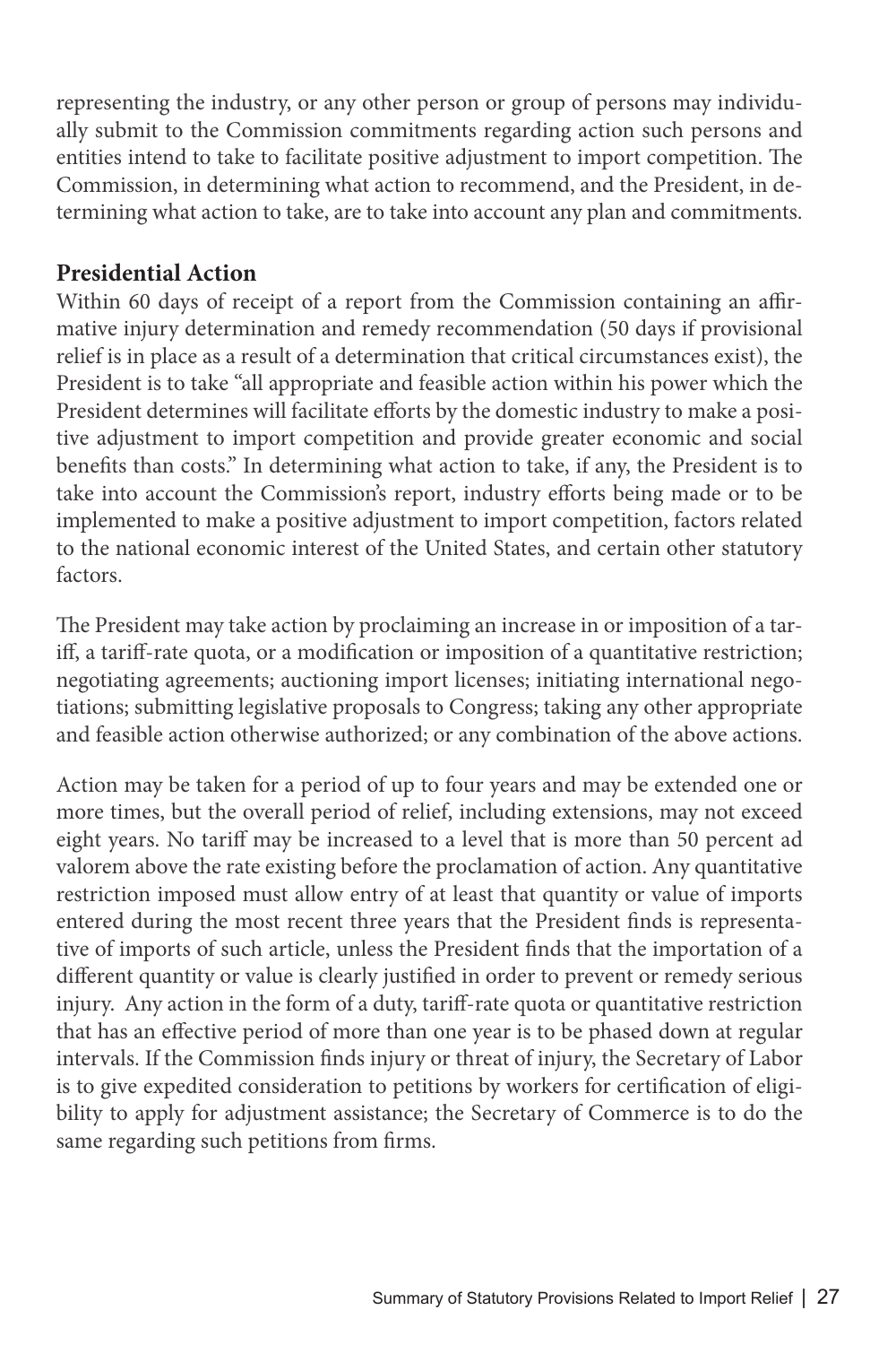representing the industry, or any other person or group of persons may individually submit to the Commission commitments regarding action such persons and entities intend to take to facilitate positive adjustment to import competition. The Commission, in determining what action to recommend, and the President, in determining what action to take, are to take into account any plan and commitments.

### Presidential Action

Within 60 days of receipt of a report from the Commission containing an affirmative injury determination and remedy recommendation (50 days if provisional relief is in place as a result of a determination that critical circumstances exist), the President is to take "all appropriate and feasible action within his power which the President determines will facilitate efforts by the domestic industry to make a positive adjustment to import competition and provide greater economic and social benefits than costs." In determining what action to take, if any, the President is to take into account the Commission's report, industry efforts being made or to be implemented to make a positive adjustment to import competition, factors related to the national economic interest of the United States, and certain other statutory factors.

The President may take action by proclaiming an increase in or imposition of a tariff, a tariff-rate quota, or a modification or imposition of a quantitative restriction; negotiating agreements; auctioning import licenses; initiating international negotiations; submitting legislative proposals to Congress; taking any other appropriate and feasible action otherwise authorized; or any combination of the above actions.

Action may be taken for a period of up to four years and may be extended one or more times, but the overall period of relief, including extensions, may not exceed eight years. No tariff may be increased to a level that is more than 50 percent ad valorem above the rate existing before the proclamation of action. Any quantitative restriction imposed must allow entry of at least that quantity or value of imports entered during the most recent three years that the President finds is representative of imports of such article, unless the President finds that the importation of a different quantity or value is clearly justified in order to prevent or remedy serious injury. Any action in the form of a duty, tariff-rate quota or quantitative restriction that has an effective period of more than one year is to be phased down at regular intervals. If the Commission finds injury or threat of injury, the Secretary of Labor is to give expedited consideration to petitions by workers for certification of eligibility to apply for adjustment assistance; the Secretary of Commerce is to do the same regarding such petitions from firms.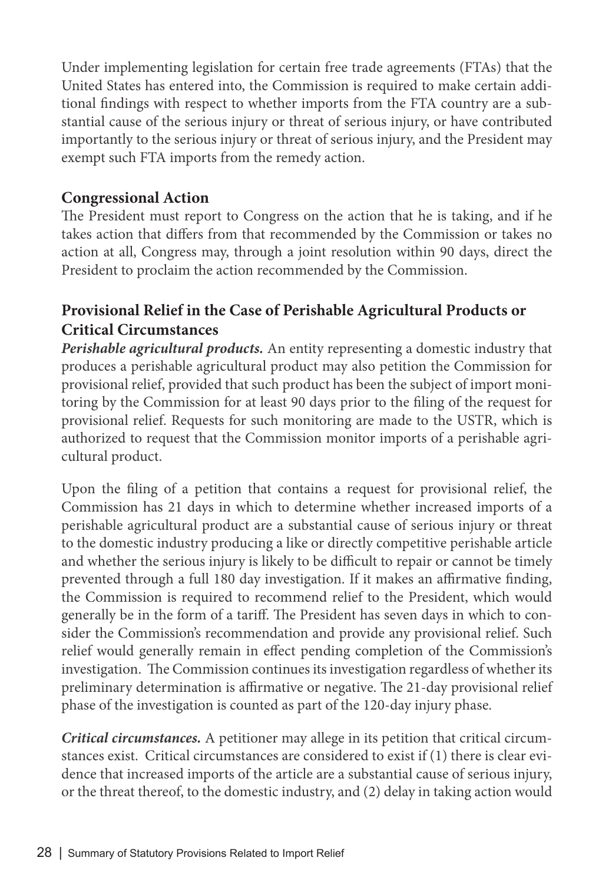Under implementing legislation for certain free trade agreements (FTAs) that the United States has entered into, the Commission is required to make certain additional findings with respect to whether imports from the FTA country are a substantial cause of the serious injury or threat of serious injury, or have contributed importantly to the serious injury or threat of serious injury, and the President may exempt such FTA imports from the remedy action.

### Congressional Action

The President must report to Congress on the action that he is taking, and if he takes action that differs from that recommended by the Commission or takes no action at all, Congress may, through a joint resolution within 90 days, direct the President to proclaim the action recommended by the Commission.

### Provisional Relief in the Case of Perishable Agricultural Products or Critical Circumstances

***Perishable agricultural products.*** An entity representing a domestic industry that produces a perishable agricultural product may also petition the Commission for provisional relief, provided that such product has been the subject of import monitoring by the Commission for at least 90 days prior to the filing of the request for provisional relief. Requests for such monitoring are made to the USTR, which is authorized to request that the Commission monitor imports of a perishable agricultural product.

Upon the filing of a petition that contains a request for provisional relief, the Commission has 21 days in which to determine whether increased imports of a perishable agricultural product are a substantial cause of serious injury or threat to the domestic industry producing a like or directly competitive perishable article and whether the serious injury is likely to be difficult to repair or cannot be timely prevented through a full 180 day investigation. If it makes an affirmative finding, the Commission is required to recommend relief to the President, which would generally be in the form of a tariff. The President has seven days in which to consider the Commission's recommendation and provide any provisional relief. Such relief would generally remain in effect pending completion of the Commission's investigation. The Commission continues its investigation regardless of whether its preliminary determination is affirmative or negative. The 21-day provisional relief phase of the investigation is counted as part of the 120-day injury phase.

***Critical circumstances.*** A petitioner may allege in its petition that critical circumstances exist. Critical circumstances are considered to exist if (1) there is clear evidence that increased imports of the article are a substantial cause of serious injury, or the threat thereof, to the domestic industry, and (2) delay in taking action would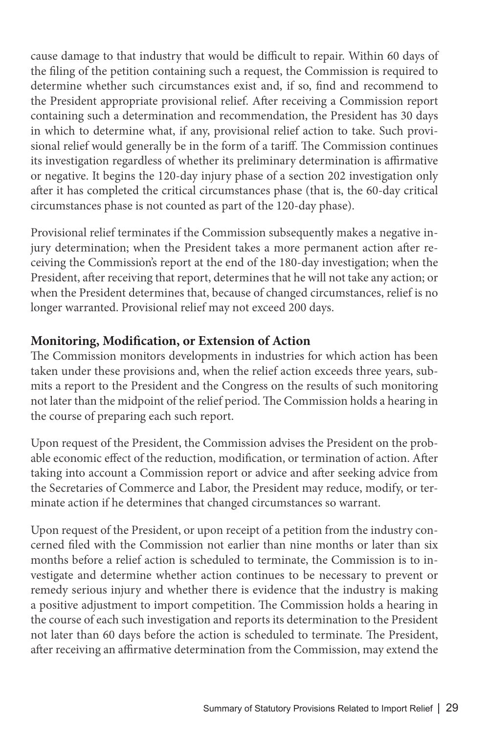cause damage to that industry that would be difficult to repair. Within 60 days of the filing of the petition containing such a request, the Commission is required to determine whether such circumstances exist and, if so, find and recommend to the President appropriate provisional relief. After receiving a Commission report containing such a determination and recommendation, the President has 30 days in which to determine what, if any, provisional relief action to take. Such provisional relief would generally be in the form of a tariff. The Commission continues its investigation regardless of whether its preliminary determination is affirmative or negative. It begins the 120-day injury phase of a section 202 investigation only after it has completed the critical circumstances phase (that is, the 60-day critical circumstances phase is not counted as part of the 120-day phase).

Provisional relief terminates if the Commission subsequently makes a negative injury determination; when the President takes a more permanent action after receiving the Commission's report at the end of the 180-day investigation; when the President, after receiving that report, determines that he will not take any action; or when the President determines that, because of changed circumstances, relief is no longer warranted. Provisional relief may not exceed 200 days.

### Monitoring, Modification, or Extension of Action

The Commission monitors developments in industries for which action has been taken under these provisions and, when the relief action exceeds three years, submits a report to the President and the Congress on the results of such monitoring not later than the midpoint of the relief period. The Commission holds a hearing in the course of preparing each such report.

Upon request of the President, the Commission advises the President on the probable economic effect of the reduction, modification, or termination of action. After taking into account a Commission report or advice and after seeking advice from the Secretaries of Commerce and Labor, the President may reduce, modify, or terminate action if he determines that changed circumstances so warrant.

Upon request of the President, or upon receipt of a petition from the industry concerned filed with the Commission not earlier than nine months or later than six months before a relief action is scheduled to terminate, the Commission is to investigate and determine whether action continues to be necessary to prevent or remedy serious injury and whether there is evidence that the industry is making a positive adjustment to import competition. The Commission holds a hearing in the course of each such investigation and reports its determination to the President not later than 60 days before the action is scheduled to terminate. The President, after receiving an affirmative determination from the Commission, may extend the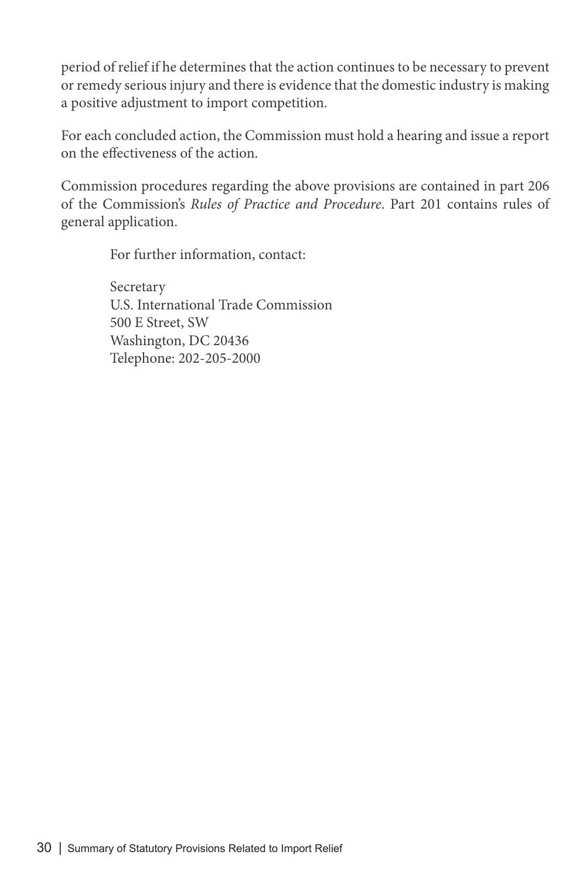period of relief if he determines that the action continues to be necessary to prevent or remedy serious injury and there is evidence that the domestic industry is making a positive adjustment to import competition.

For each concluded action, the Commission must hold a hearing and issue a report on the effectiveness of the action.

Commission procedures regarding the above provisions are contained in part 206 of the Commission's *Rules of Practice and Procedure*. Part 201 contains rules of general application.

For further information, contact:

Secretary
U.S. International Trade Commission
500 E Street, SW
Washington, DC 20436
Telephone: 202-205-2000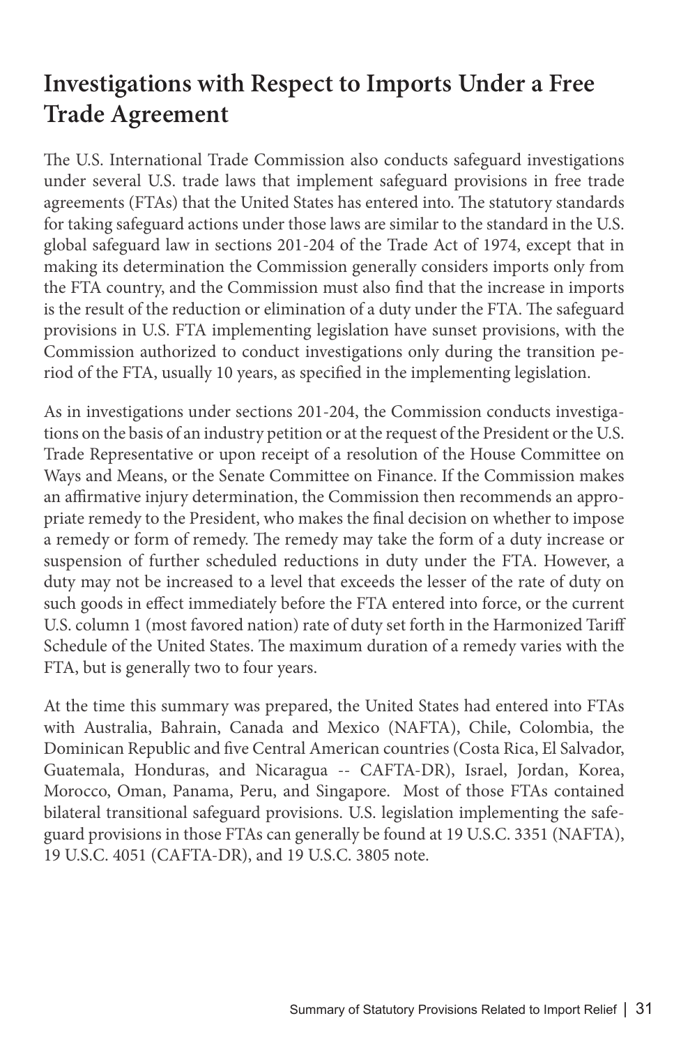## Investigations with Respect to Imports Under a Free Trade Agreement

The U.S. International Trade Commission also conducts safeguard investigations under several U.S. trade laws that implement safeguard provisions in free trade agreements (FTAs) that the United States has entered into. The statutory standards for taking safeguard actions under those laws are similar to the standard in the U.S. global safeguard law in sections 201-204 of the Trade Act of 1974, except that in making its determination the Commission generally considers imports only from the FTA country, and the Commission must also find that the increase in imports is the result of the reduction or elimination of a duty under the FTA. The safeguard provisions in U.S. FTA implementing legislation have sunset provisions, with the Commission authorized to conduct investigations only during the transition period of the FTA, usually 10 years, as specified in the implementing legislation.

As in investigations under sections 201-204, the Commission conducts investigations on the basis of an industry petition or at the request of the President or the U.S. Trade Representative or upon receipt of a resolution of the House Committee on Ways and Means, or the Senate Committee on Finance. If the Commission makes an affirmative injury determination, the Commission then recommends an appropriate remedy to the President, who makes the final decision on whether to impose a remedy or form of remedy. The remedy may take the form of a duty increase or suspension of further scheduled reductions in duty under the FTA. However, a duty may not be increased to a level that exceeds the lesser of the rate of duty on such goods in effect immediately before the FTA entered into force, or the current U.S. column 1 (most favored nation) rate of duty set forth in the Harmonized Tariff Schedule of the United States. The maximum duration of a remedy varies with the FTA, but is generally two to four years.

At the time this summary was prepared, the United States had entered into FTAs with Australia, Bahrain, Canada and Mexico (NAFTA), Chile, Colombia, the Dominican Republic and five Central American countries (Costa Rica, El Salvador, Guatemala, Honduras, and Nicaragua -- CAFTA-DR), Israel, Jordan, Korea, Morocco, Oman, Panama, Peru, and Singapore. Most of those FTAs contained bilateral transitional safeguard provisions. U.S. legislation implementing the safeguard provisions in those FTAs can generally be found at 19 U.S.C. 3351 (NAFTA), 19 U.S.C. 4051 (CAFTA-DR), and 19 U.S.C. 3805 note.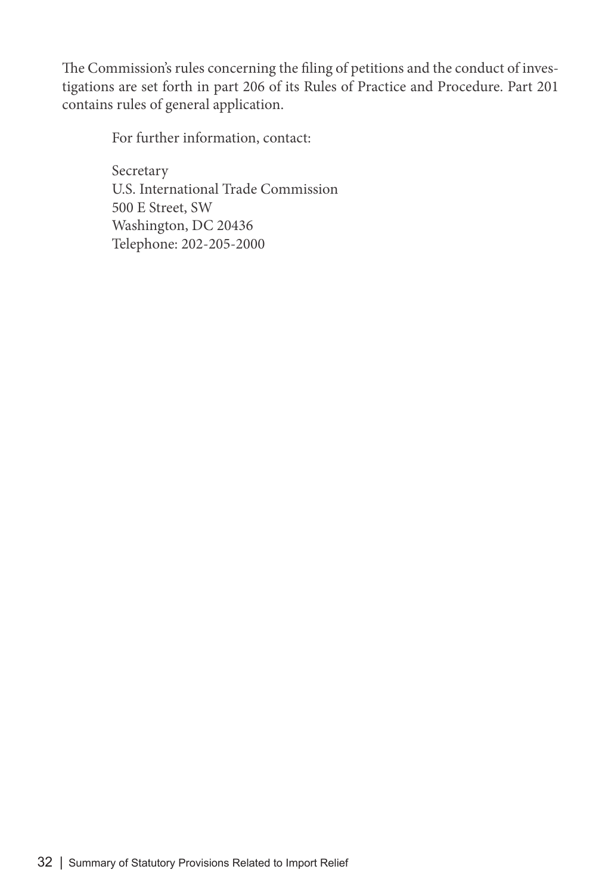The Commission's rules concerning the filing of petitions and the conduct of investigations are set forth in part 206 of its Rules of Practice and Procedure. Part 201 contains rules of general application.

For further information, contact:

Secretary  
U.S. International Trade Commission  
500 E Street, SW  
Washington, DC 20436  
Telephone: 202-205-2000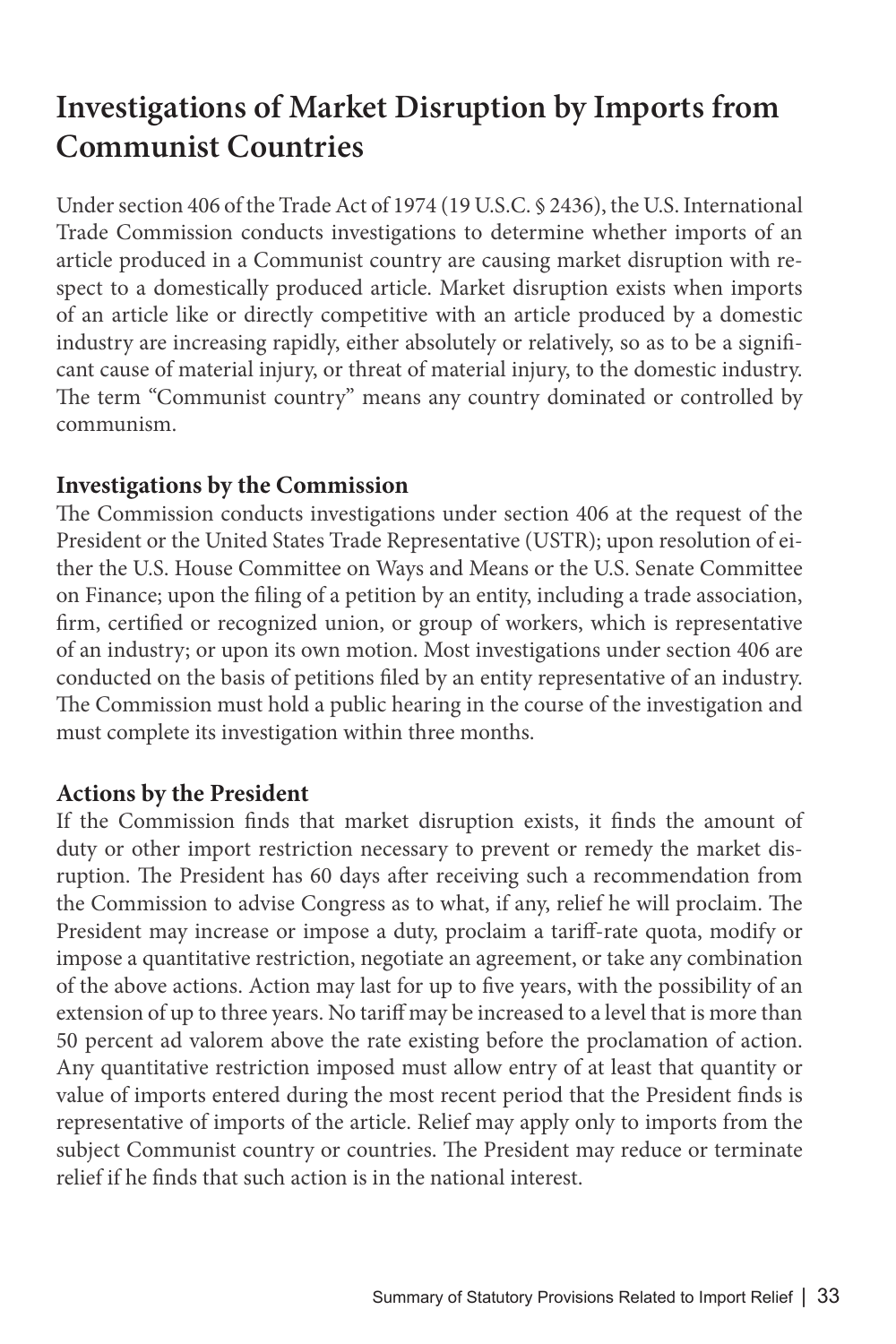# Investigations of Market Disruption by Imports from Communist Countries

Under section 406 of the Trade Act of 1974 (19 U.S.C. § 2436), the U.S. International Trade Commission conducts investigations to determine whether imports of an article produced in a Communist country are causing market disruption with respect to a domestically produced article. Market disruption exists when imports of an article like or directly competitive with an article produced by a domestic industry are increasing rapidly, either absolutely or relatively, so as to be a significant cause of material injury, or threat of material injury, to the domestic industry. The term "Communist country" means any country dominated or controlled by communism.

### Investigations by the Commission

The Commission conducts investigations under section 406 at the request of the President or the United States Trade Representative (USTR); upon resolution of either the U.S. House Committee on Ways and Means or the U.S. Senate Committee on Finance; upon the filing of a petition by an entity, including a trade association, firm, certified or recognized union, or group of workers, which is representative of an industry; or upon its own motion. Most investigations under section 406 are conducted on the basis of petitions filed by an entity representative of an industry. The Commission must hold a public hearing in the course of the investigation and must complete its investigation within three months.

### Actions by the President

If the Commission finds that market disruption exists, it finds the amount of duty or other import restriction necessary to prevent or remedy the market disruption. The President has 60 days after receiving such a recommendation from the Commission to advise Congress as to what, if any, relief he will proclaim. The President may increase or impose a duty, proclaim a tariff-rate quota, modify or impose a quantitative restriction, negotiate an agreement, or take any combination of the above actions. Action may last for up to five years, with the possibility of an extension of up to three years. No tariff may be increased to a level that is more than 50 percent ad valorem above the rate existing before the proclamation of action. Any quantitative restriction imposed must allow entry of at least that quantity or value of imports entered during the most recent period that the President finds is representative of imports of the article. Relief may apply only to imports from the subject Communist country or countries. The President may reduce or terminate relief if he finds that such action is in the national interest.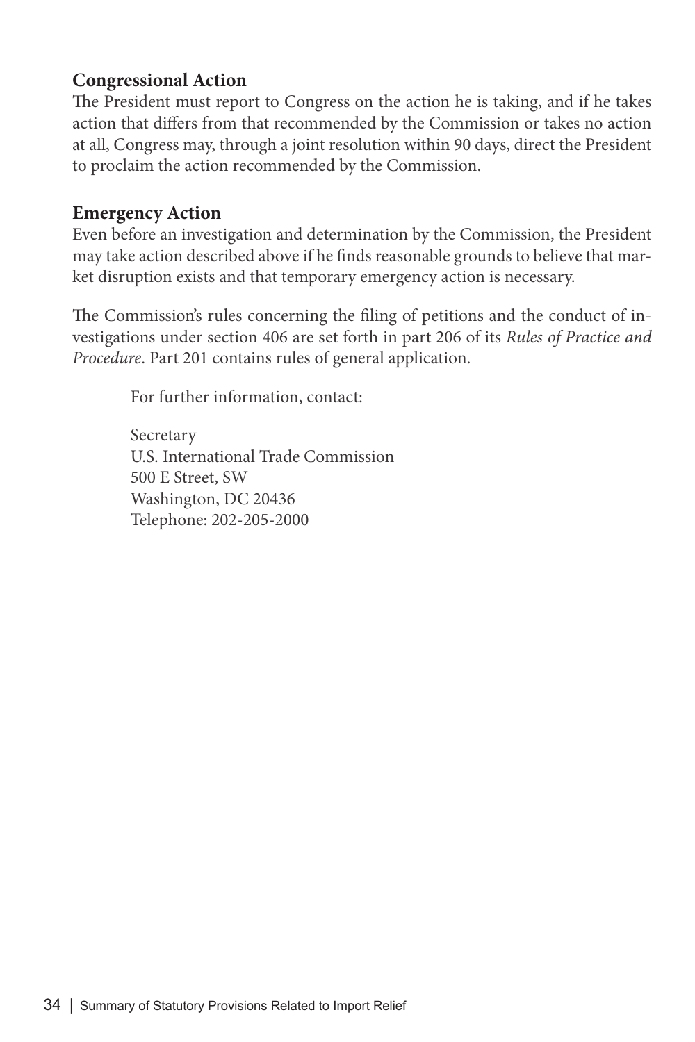### Congressional Action

The President must report to Congress on the action he is taking, and if he takes action that differs from that recommended by the Commission or takes no action at all, Congress may, through a joint resolution within 90 days, direct the President to proclaim the action recommended by the Commission.

### Emergency Action

Even before an investigation and determination by the Commission, the President may take action described above if he finds reasonable grounds to believe that market disruption exists and that temporary emergency action is necessary.

The Commission's rules concerning the filing of petitions and the conduct of investigations under section 406 are set forth in part 206 of its *Rules of Practice and Procedure*. Part 201 contains rules of general application.

For further information, contact:

Secretary  
U.S. International Trade Commission  
500 E Street, SW  
Washington, DC 20436  
Telephone: 202-205-2000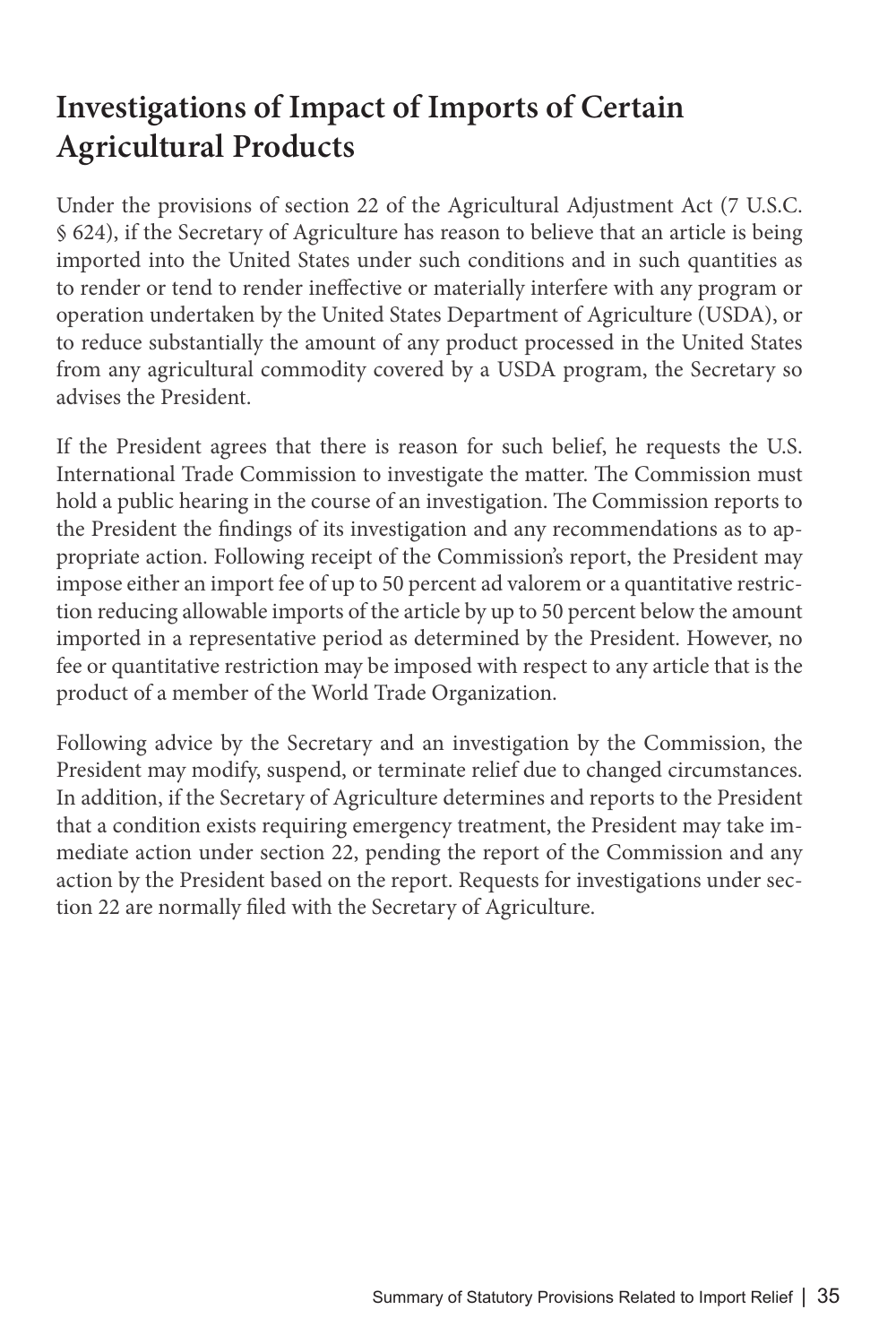## Investigations of Impact of Imports of Certain Agricultural Products

Under the provisions of section 22 of the Agricultural Adjustment Act (7 U.S.C. § 624), if the Secretary of Agriculture has reason to believe that an article is being imported into the United States under such conditions and in such quantities as to render or tend to render ineffective or materially interfere with any program or operation undertaken by the United States Department of Agriculture (USDA), or to reduce substantially the amount of any product processed in the United States from any agricultural commodity covered by a USDA program, the Secretary so advises the President.

If the President agrees that there is reason for such belief, he requests the U.S. International Trade Commission to investigate the matter. The Commission must hold a public hearing in the course of an investigation. The Commission reports to the President the findings of its investigation and any recommendations as to appropriate action. Following receipt of the Commission's report, the President may impose either an import fee of up to 50 percent ad valorem or a quantitative restriction reducing allowable imports of the article by up to 50 percent below the amount imported in a representative period as determined by the President. However, no fee or quantitative restriction may be imposed with respect to any article that is the product of a member of the World Trade Organization.

Following advice by the Secretary and an investigation by the Commission, the President may modify, suspend, or terminate relief due to changed circumstances. In addition, if the Secretary of Agriculture determines and reports to the President that a condition exists requiring emergency treatment, the President may take immediate action under section 22, pending the report of the Commission and any action by the President based on the report. Requests for investigations under section 22 are normally filed with the Secretary of Agriculture.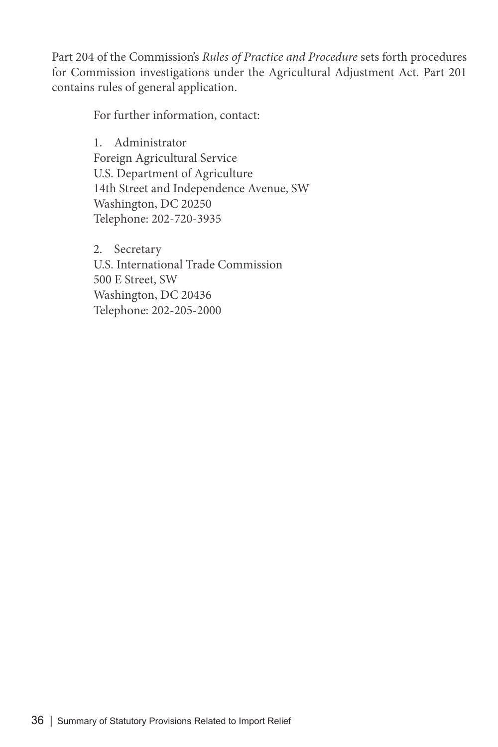Part 204 of the Commission's *Rules of Practice and Procedure* sets forth procedures for Commission investigations under the Agricultural Adjustment Act. Part 201 contains rules of general application.

For further information, contact:

1. Administrator
Foreign Agricultural Service
U.S. Department of Agriculture
14th Street and Independence Avenue, SW
Washington, DC 20250
Telephone: 202-720-3935

2. Secretary
U.S. International Trade Commission
500 E Street, SW
Washington, DC 20436
Telephone: 202-205-2000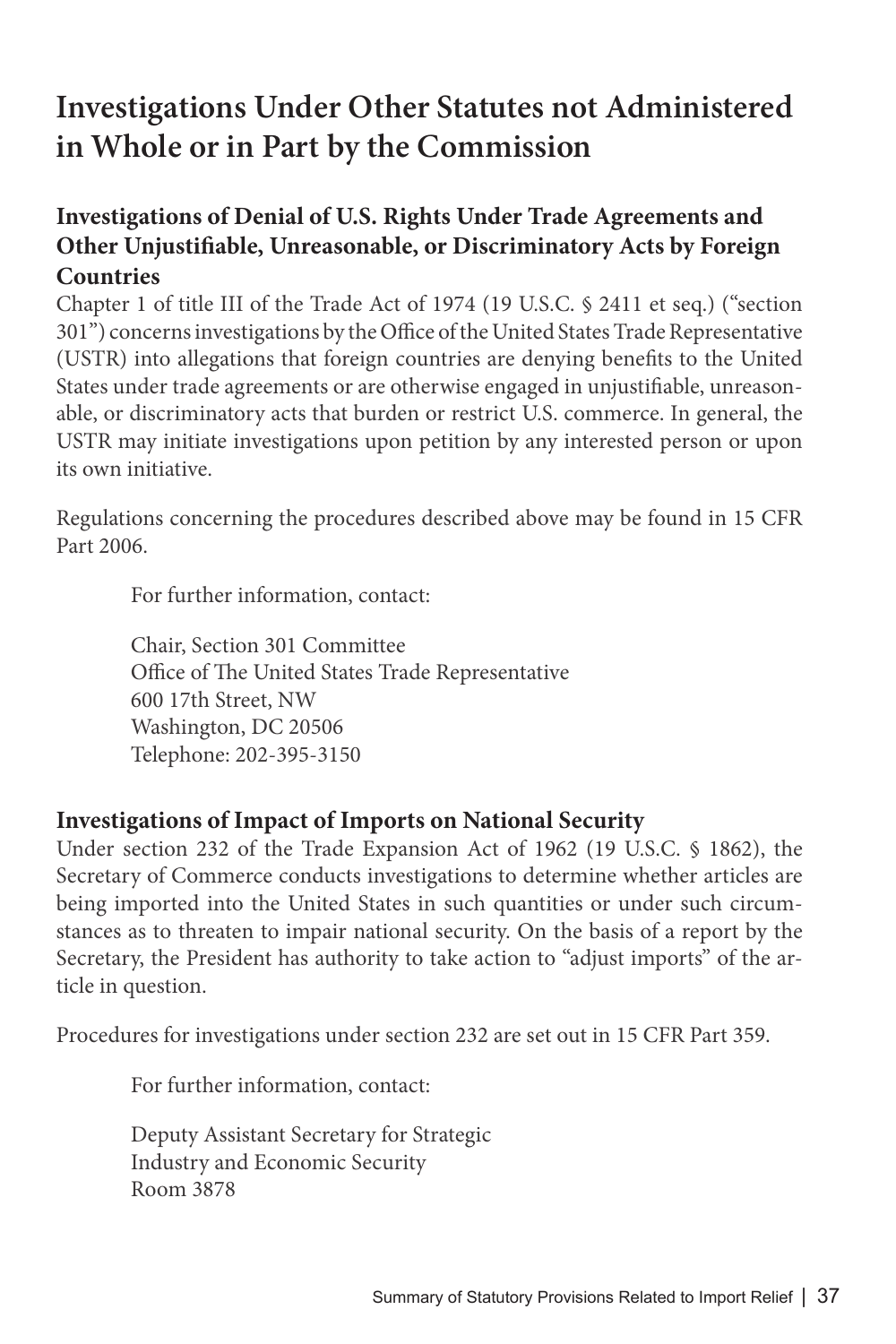# Investigations Under Other Statutes not Administered in Whole or in Part by the Commission

## Investigations of Denial of U.S. Rights Under Trade Agreements and Other Unjustifiable, Unreasonable, or Discriminatory Acts by Foreign Countries

Chapter 1 of title III of the Trade Act of 1974 (19 U.S.C. § 2411 et seq.) ("section 301") concerns investigations by the Office of the United States Trade Representative (USTR) into allegations that foreign countries are denying benefits to the United States under trade agreements or are otherwise engaged in unjustifiable, unreasonable, or discriminatory acts that burden or restrict U.S. commerce. In general, the USTR may initiate investigations upon petition by any interested person or upon its own initiative.

Regulations concerning the procedures described above may be found in 15 CFR Part 2006.

For further information, contact:

Chair, Section 301 Committee
Office of The United States Trade Representative
600 17th Street, NW
Washington, DC 20506
Telephone: 202-395-3150

## Investigations of Impact of Imports on National Security

Under section 232 of the Trade Expansion Act of 1962 (19 U.S.C. § 1862), the Secretary of Commerce conducts investigations to determine whether articles are being imported into the United States in such quantities or under such circumstances as to threaten to impair national security. On the basis of a report by the Secretary, the President has authority to take action to "adjust imports" of the article in question.

Procedures for investigations under section 232 are set out in 15 CFR Part 359.

For further information, contact:

Deputy Assistant Secretary for Strategic
Industry and Economic Security
Room 3878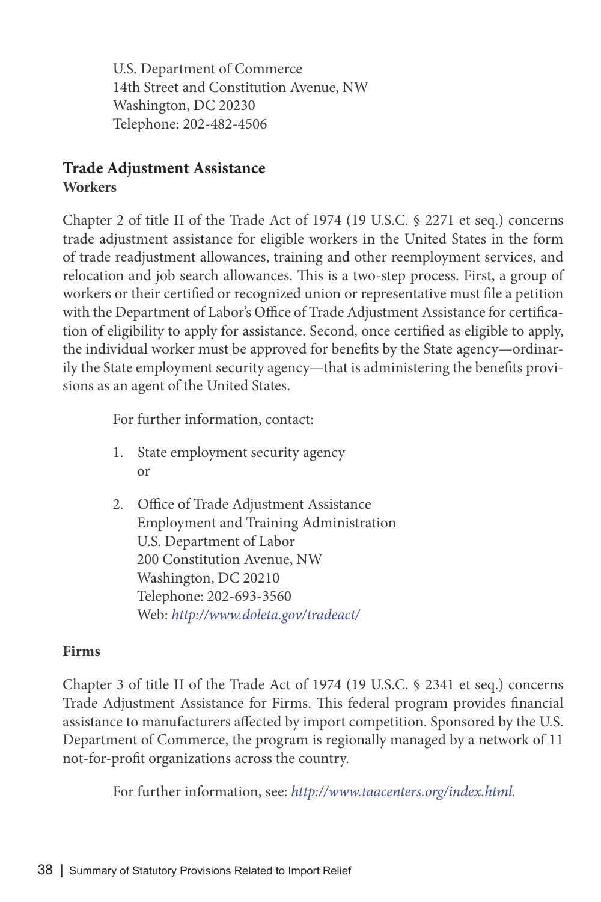U.S. Department of Commerce
14th Street and Constitution Avenue, NW
Washington, DC 20230
Telephone: 202-482-4506

## Trade Adjustment Assistance

### Workers

Chapter 2 of title II of the Trade Act of 1974 (19 U.S.C. § 2271 et seq.) concerns trade adjustment assistance for eligible workers in the United States in the form of trade readjustment allowances, training and other reemployment services, and relocation and job search allowances. This is a two-step process. First, a group of workers or their certified or recognized union or representative must file a petition with the Department of Labor's Office of Trade Adjustment Assistance for certification of eligibility to apply for assistance. Second, once certified as eligible to apply, the individual worker must be approved for benefits by the State agency—ordinarily the State employment security agency—that is administering the benefits provisions as an agent of the United States.

For further information, contact:

1. State employment security agency
   or

2. Office of Trade Adjustment Assistance
   Employment and Training Administration
   U.S. Department of Labor
   200 Constitution Avenue, NW
   Washington, DC 20210
   Telephone: 202-693-3560
   Web: *http://www.doleta.gov/tradeact/*

### Firms

Chapter 3 of title II of the Trade Act of 1974 (19 U.S.C. § 2341 et seq.) concerns Trade Adjustment Assistance for Firms. This federal program provides financial assistance to manufacturers affected by import competition. Sponsored by the U.S. Department of Commerce, the program is regionally managed by a network of 11 not-for-profit organizations across the country.

For further information, see: *http://www.taacenters.org/index.html.*